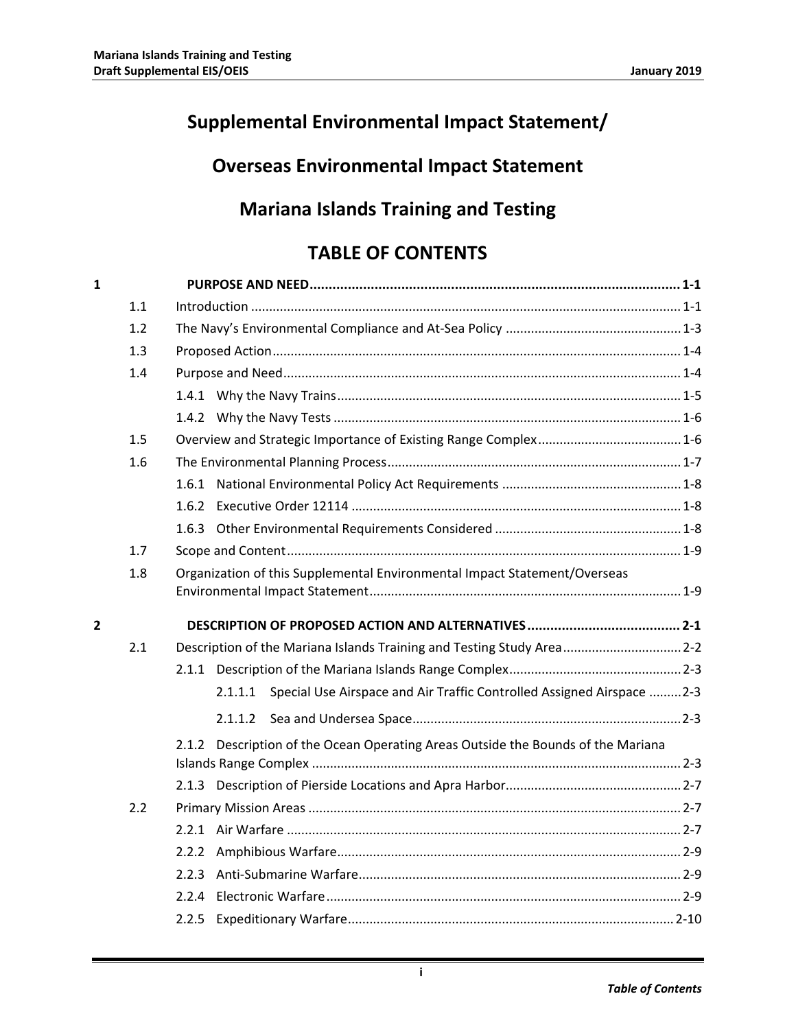# Supplemental Environmental Impact Statement/

# Overseas Environmental Impact Statement

# Mariana Islands Training and Testing

## TABLE OF CONTENTS

**1 PURPOSE AND NEED ................................................................................................ 1-1**

- 1.1 Introduction ...................................................................................................... 1-1
- 1.2 The Navy's Environmental Compliance and At-Sea Policy ................................................ 1-3
- 1.3 Proposed Action ................................................................................................ 1-4
- 1.4 Purpose and Need ............................................................................................. 1-4
  - 1.4.1 Why the Navy Trains .............................................................................. 1-5
  - 1.4.2 Why the Navy Tests ................................................................................ 1-6
- 1.5 Overview and Strategic Importance of Existing Range Complex ....................................... 1-6
- 1.6 The Environmental Planning Process ................................................................................. 1-7
  - 1.6.1 National Environmental Policy Act Requirements ................................................. 1-8
  - 1.6.2 Executive Order 12114 .......................................................................................... 1-8
  - 1.6.3 Other Environmental Requirements Considered ................................................... 1-8
- 1.7 Scope and Content ............................................................................................................ 1-9
- 1.8 Organization of this Supplemental Environmental Impact Statement/Overseas Environmental Impact Statement ...................................................................................... 1-9

**2 DESCRIPTION OF PROPOSED ACTION AND ALTERNATIVES ....................................... 2-1**

- 2.1 Description of the Mariana Islands Training and Testing Study Area ................................ 2-2
  - 2.1.1 Description of the Mariana Islands Range Complex ................................................ 2-3
    - 2.1.1.1 Special Use Airspace and Air Traffic Controlled Assigned Airspace ......... 2-3
    - 2.1.1.2 Sea and Undersea Space .......................................................................... 2-3
  - 2.1.2 Description of the Ocean Operating Areas Outside the Bounds of the Mariana Islands Range Complex ...................................................................................... 2-3
  - 2.1.3 Description of Pierside Locations and Apra Harbor ................................................ 2-7
- 2.2 Primary Mission Areas ...................................................................................................... 2-7
  - 2.2.1 Air Warfare ............................................................................................................. 2-7
  - 2.2.2 Amphibious Warfare ............................................................................................... 2-9
  - 2.2.3 Anti-Submarine Warfare ......................................................................................... 2-9
  - 2.2.4 Electronic Warfare .................................................................................................. 2-9
  - 2.2.5 Expeditionary Warfare .......................................................................................... 2-10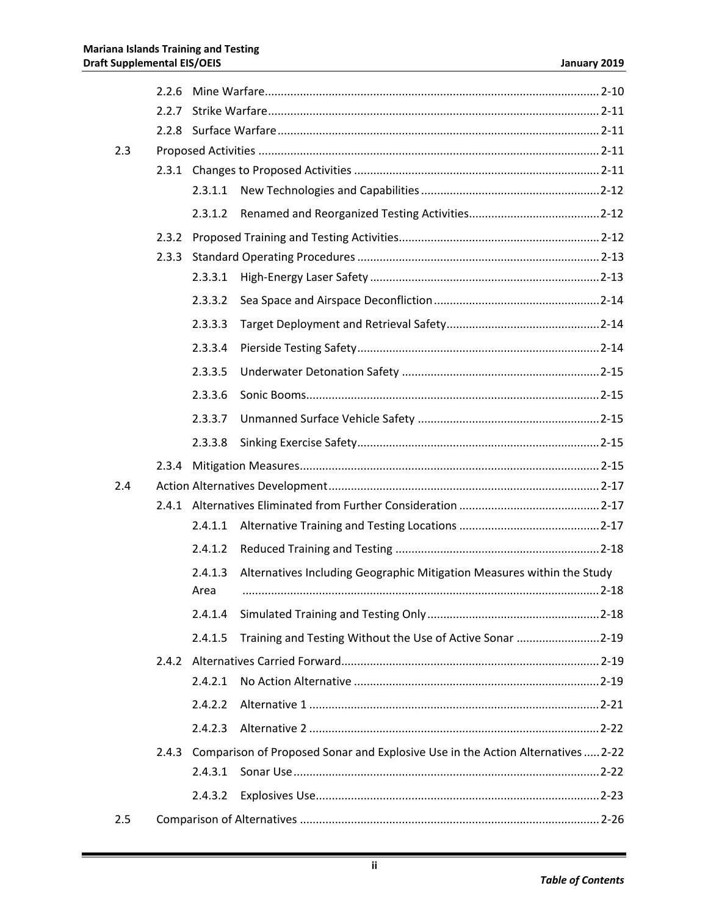2.2.6 Mine Warfare........................................................................................................ 2-10
2.2.7 Strike Warfare....................................................................................................... 2-11
2.2.8 Surface Warfare.................................................................................................... 2-11

2.3 Proposed Activities .......................................................................................................... 2-11

2.3.1 Changes to Proposed Activities ............................................................................ 2-11
2.3.1.1 New Technologies and Capabilities ........................................................ 2-12
2.3.1.2 Renamed and Reorganized Testing Activities......................................... 2-12

2.3.2 Proposed Training and Testing Activities.............................................................. 2-12

2.3.3 Standard Operating Procedures ........................................................................... 2-13
2.3.3.1 High-Energy Laser Safety ........................................................................ 2-13
2.3.3.2 Sea Space and Airspace Deconfliction .................................................... 2-14
2.3.3.3 Target Deployment and Retrieval Safety................................................ 2-14
2.3.3.4 Pierside Testing Safety............................................................................ 2-14
2.3.3.5 Underwater Detonation Safety .............................................................. 2-15
2.3.3.6 Sonic Booms............................................................................................ 2-15
2.3.3.7 Unmanned Surface Vehicle Safety ......................................................... 2-15
2.3.3.8 Sinking Exercise Safety............................................................................ 2-15

2.3.4 Mitigation Measures............................................................................................. 2-15

2.4 Action Alternatives Development.................................................................................... 2-17

2.4.1 Alternatives Eliminated from Further Consideration ............................................ 2-17
2.4.1.1 Alternative Training and Testing Locations ............................................ 2-17
2.4.1.2 Reduced Training and Testing ................................................................ 2-18
2.4.1.3 Alternatives Including Geographic Mitigation Measures within the Study Area ............................................................................................... 2-18
2.4.1.4 Simulated Training and Testing Only...................................................... 2-18
2.4.1.5 Training and Testing Without the Use of Active Sonar .......................... 2-19

2.4.2 Alternatives Carried Forward................................................................................ 2-19
2.4.2.1 No Action Alternative ............................................................................. 2-19
2.4.2.2 Alternative 1 ........................................................................................... 2-21
2.4.2.3 Alternative 2 ........................................................................................... 2-22

2.4.3 Comparison of Proposed Sonar and Explosive Use in the Action Alternatives ..... 2-22
2.4.3.1 Sonar Use................................................................................................ 2-22
2.4.3.2 Explosives Use......................................................................................... 2-23

2.5 Comparison of Alternatives ............................................................................................. 2-26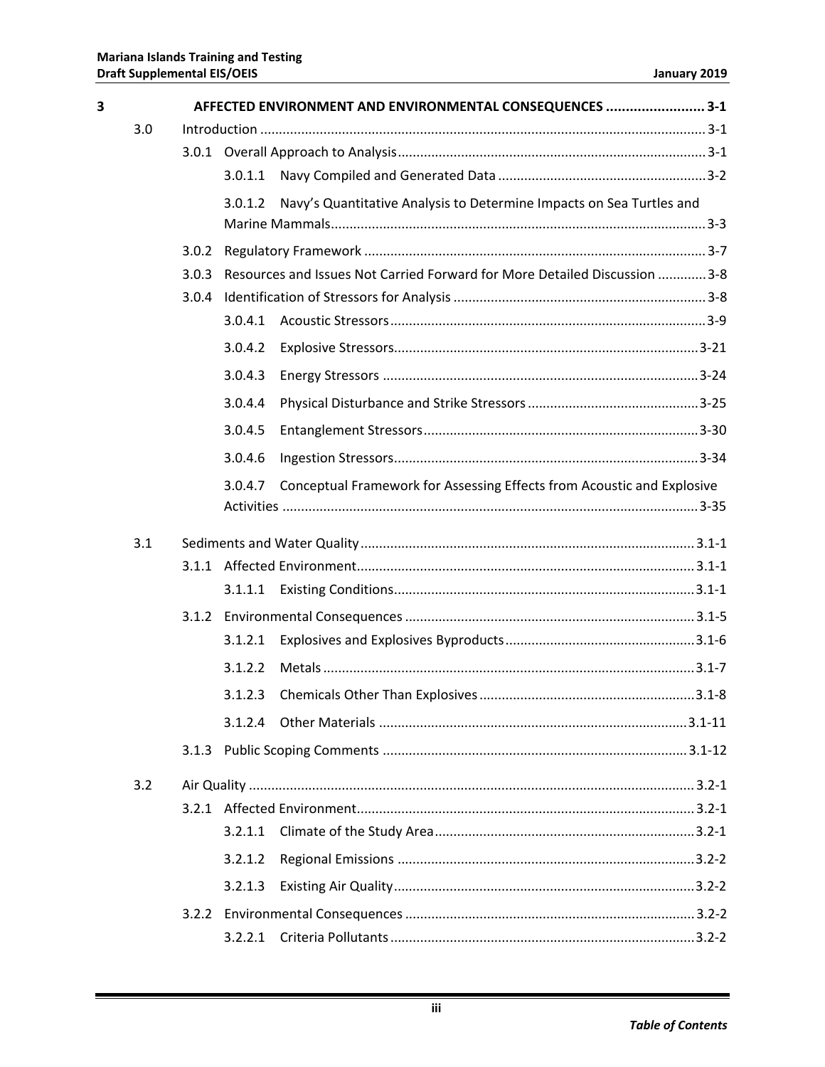| | | | |
|---|---|---|---|
| **3** | | **AFFECTED ENVIRONMENT AND ENVIRONMENTAL CONSEQUENCES** | **3-1** |
| | 3.0 | Introduction | 3-1 |
| | | 3.0.1 Overall Approach to Analysis | 3-1 |
| | | 3.0.1.1 Navy Compiled and Generated Data | 3-2 |
| | | 3.0.1.2 Navy's Quantitative Analysis to Determine Impacts on Sea Turtles and Marine Mammals | 3-3 |
| | | 3.0.2 Regulatory Framework | 3-7 |
| | | 3.0.3 Resources and Issues Not Carried Forward for More Detailed Discussion | 3-8 |
| | | 3.0.4 Identification of Stressors for Analysis | 3-8 |
| | | 3.0.4.1 Acoustic Stressors | 3-9 |
| | | 3.0.4.2 Explosive Stressors | 3-21 |
| | | 3.0.4.3 Energy Stressors | 3-24 |
| | | 3.0.4.4 Physical Disturbance and Strike Stressors | 3-25 |
| | | 3.0.4.5 Entanglement Stressors | 3-30 |
| | | 3.0.4.6 Ingestion Stressors | 3-34 |
| | | 3.0.4.7 Conceptual Framework for Assessing Effects from Acoustic and Explosive Activities | 3-35 |
| | 3.1 | Sediments and Water Quality | 3.1-1 |
| | | 3.1.1 Affected Environment | 3.1-1 |
| | | 3.1.1.1 Existing Conditions | 3.1-1 |
| | | 3.1.2 Environmental Consequences | 3.1-5 |
| | | 3.1.2.1 Explosives and Explosives Byproducts | 3.1-6 |
| | | 3.1.2.2 Metals | 3.1-7 |
| | | 3.1.2.3 Chemicals Other Than Explosives | 3.1-8 |
| | | 3.1.2.4 Other Materials | 3.1-11 |
| | | 3.1.3 Public Scoping Comments | 3.1-12 |
| | 3.2 | Air Quality | 3.2-1 |
| | | 3.2.1 Affected Environment | 3.2-1 |
| | | 3.2.1.1 Climate of the Study Area | 3.2-1 |
| | | 3.2.1.2 Regional Emissions | 3.2-2 |
| | | 3.2.1.3 Existing Air Quality | 3.2-2 |
| | | 3.2.2 Environmental Consequences | 3.2-2 |
| | | 3.2.2.1 Criteria Pollutants | 3.2-2 |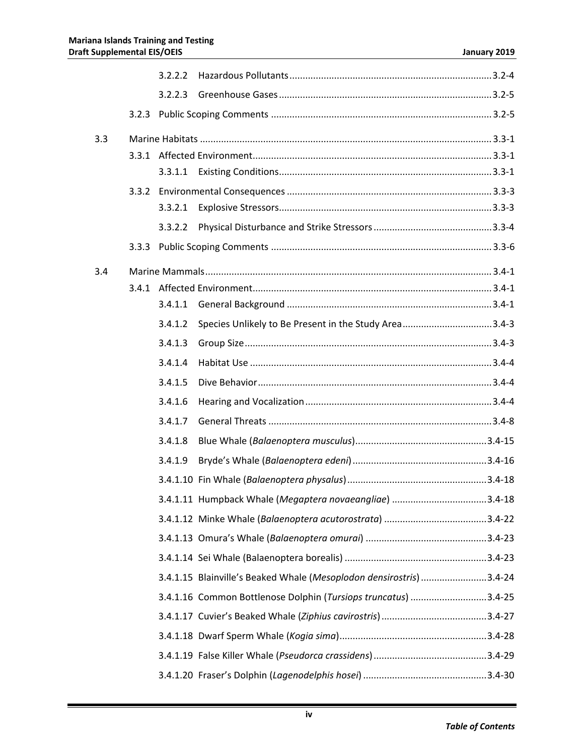3.2.2.2 Hazardous Pollutants ............................................................................3.2-4

3.2.2.3 Greenhouse Gases ................................................................................3.2-5

3.2.3 Public Scoping Comments ...................................................................................3.2-5

3.3 Marine Habitats ..............................................................................................................3.3-1

3.3.1 Affected Environment..........................................................................................3.3-1

3.3.1.1 Existing Conditions................................................................................3.3-1

3.3.2 Environmental Consequences .............................................................................3.3-3

3.3.2.1 Explosive Stressors................................................................................3.3-3

3.3.2.2 Physical Disturbance and Strike Stressors ............................................3.3-4

3.3.3 Public Scoping Comments ...................................................................................3.3-6

3.4 Marine Mammals............................................................................................................3.4-1

3.4.1 Affected Environment..........................................................................................3.4-1

3.4.1.1 General Background .............................................................................3.4-1

3.4.1.2 Species Unlikely to Be Present in the Study Area..................................3.4-3

3.4.1.3 Group Size.............................................................................................3.4-3

3.4.1.4 Habitat Use ...........................................................................................3.4-4

3.4.1.5 Dive Behavior........................................................................................3.4-4

3.4.1.6 Hearing and Vocalization......................................................................3.4-4

3.4.1.7 General Threats ....................................................................................3.4-8

3.4.1.8 Blue Whale (*Balaenoptera musculus*)..................................................3.4-15

3.4.1.9 Bryde's Whale (*Balaenoptera edeni*)...................................................3.4-16

3.4.1.10 Fin Whale (*Balaenoptera physalus*).....................................................3.4-18

3.4.1.11 Humpback Whale (*Megaptera novaeangliae*) ....................................3.4-18

3.4.1.12 Minke Whale (*Balaenoptera acutorostrata*) .......................................3.4-22

3.4.1.13 Omura's Whale (*Balaenoptera omurai*) ..............................................3.4-23

3.4.1.14 Sei Whale (Balaenoptera borealis) ......................................................3.4-23

3.4.1.15 Blainville's Beaked Whale (*Mesoplodon densirostris*).........................3.4-24

3.4.1.16 Common Bottlenose Dolphin (*Tursiops truncatus*) .............................3.4-25

3.4.1.17 Cuvier's Beaked Whale (*Ziphius cavirostris*)........................................3.4-27

3.4.1.18 Dwarf Sperm Whale (*Kogia sima*)........................................................3.4-28

3.4.1.19 False Killer Whale (*Pseudorca crassidens*)...........................................3.4-29

3.4.1.20 Fraser's Dolphin (*Lagenodelphis hosei*) ...............................................3.4-30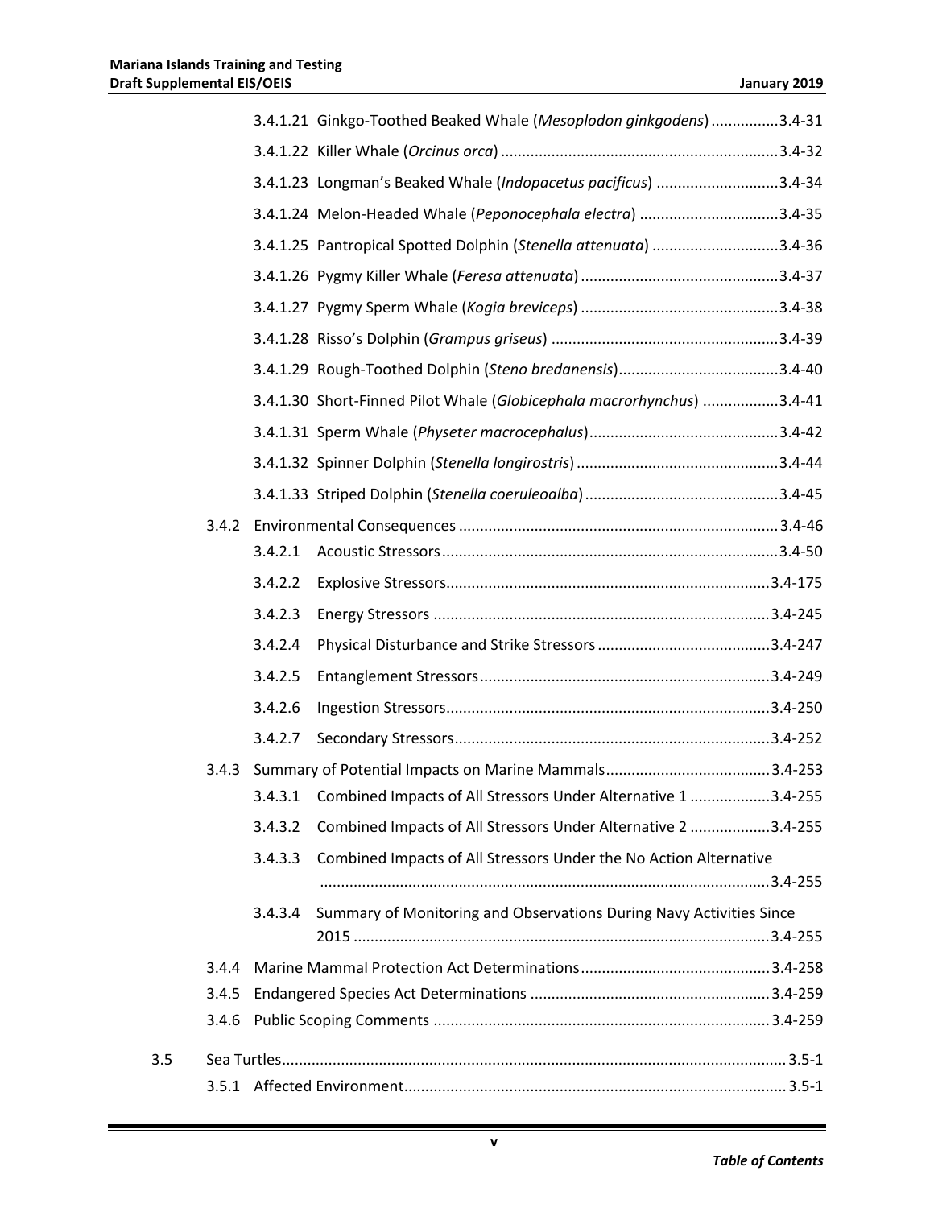3.4.1.21 Ginkgo-Toothed Beaked Whale (*Mesoplodon ginkgodens*) ................3.4-31

3.4.1.22 Killer Whale (*Orcinus orca*) .................................................................3.4-32

3.4.1.23 Longman's Beaked Whale (*Indopacetus pacificus*) ............................3.4-34

3.4.1.24 Melon-Headed Whale (*Peponocephala electra*) ................................3.4-35

3.4.1.25 Pantropical Spotted Dolphin (*Stenella attenuata*) .............................3.4-36

3.4.1.26 Pygmy Killer Whale (*Feresa attenuata*) ...............................................3.4-37

3.4.1.27 Pygmy Sperm Whale (*Kogia breviceps*) ...............................................3.4-38

3.4.1.28 Risso's Dolphin (*Grampus griseus*) .....................................................3.4-39

3.4.1.29 Rough-Toothed Dolphin (*Steno bredanensis*)......................................3.4-40

3.4.1.30 Short-Finned Pilot Whale (*Globicephala macrorhynchus*) .................3.4-41

3.4.1.31 Sperm Whale (*Physeter macrocephalus*).............................................3.4-42

3.4.1.32 Spinner Dolphin (*Stenella longirostris*) ................................................3.4-44

3.4.1.33 Striped Dolphin (*Stenella coeruleoalba*)..............................................3.4-45

3.4.2 Environmental Consequences ...........................................................................3.4-46

3.4.2.1 Acoustic Stressors...............................................................................3.4-50

3.4.2.2 Explosive Stressors............................................................................3.4-175

3.4.2.3 Energy Stressors ...............................................................................3.4-245

3.4.2.4 Physical Disturbance and Strike Stressors .........................................3.4-247

3.4.2.5 Entanglement Stressors....................................................................3.4-249

3.4.2.6 Ingestion Stressors............................................................................3.4-250

3.4.2.7 Secondary Stressors..........................................................................3.4-252

3.4.3 Summary of Potential Impacts on Marine Mammals.......................................3.4-253

3.4.3.1 Combined Impacts of All Stressors Under Alternative 1 ...................3.4-255

3.4.3.2 Combined Impacts of All Stressors Under Alternative 2 ...................3.4-255

3.4.3.3 Combined Impacts of All Stressors Under the No Action Alternative .........................................................................................................3.4-255

3.4.3.4 Summary of Monitoring and Observations During Navy Activities Since 2015 .................................................................................................3.4-255

3.4.4 Marine Mammal Protection Act Determinations.............................................3.4-258

3.4.5 Endangered Species Act Determinations .........................................................3.4-259

3.4.6 Public Scoping Comments ...............................................................................3.4-259

3.5 Sea Turtles.......................................................................................................................3.5-1

3.5.1 Affected Environment.........................................................................................3.5-1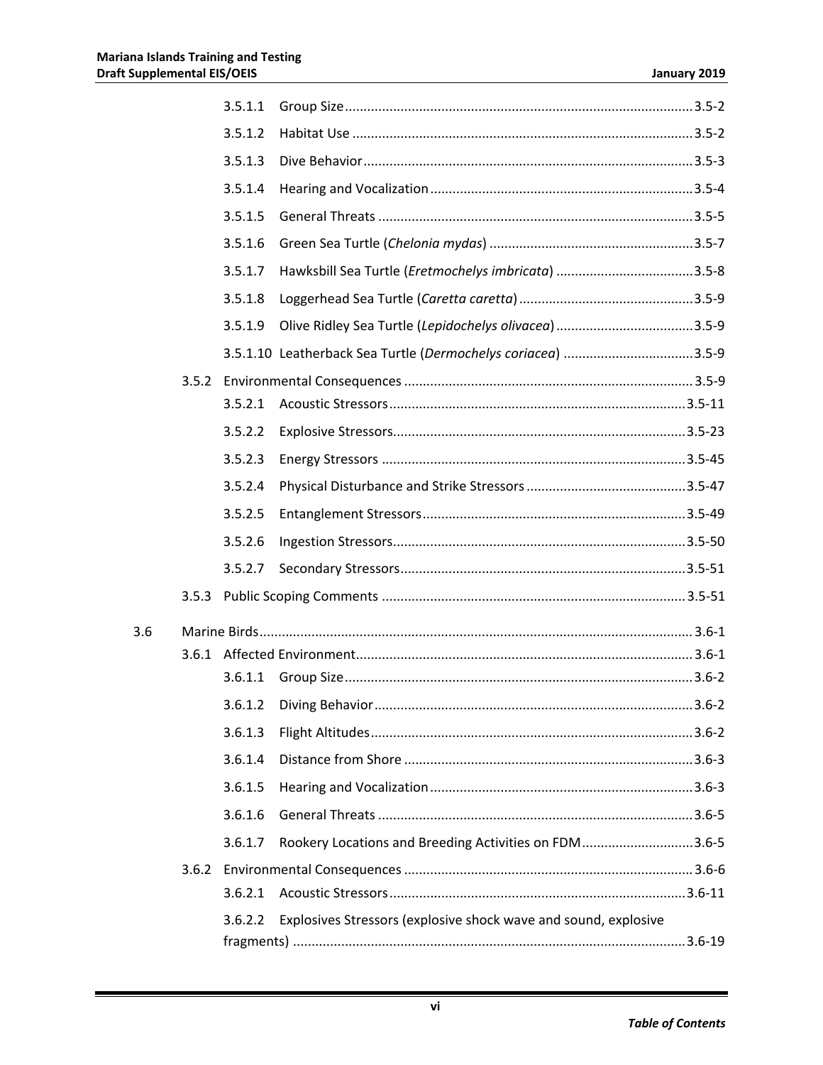3.5.1.1 Group Size .....................................................................................3.5-2

3.5.1.2 Habitat Use ....................................................................................3.5-2

3.5.1.3 Dive Behavior.................................................................................3.5-3

3.5.1.4 Hearing and Vocalization...............................................................3.5-4

3.5.1.5 General Threats .............................................................................3.5-5

3.5.1.6 Green Sea Turtle (*Chelonia mydas*) ...............................................3.5-7

3.5.1.7 Hawksbill Sea Turtle (*Eretmochelys imbricata*) .............................3.5-8

3.5.1.8 Loggerhead Sea Turtle (*Caretta caretta*).......................................3.5-9

3.5.1.9 Olive Ridley Sea Turtle (*Lepidochelys olivacea*).............................3.5-9

3.5.1.10 Leatherback Sea Turtle (*Dermochelys coriacea*) ...........................3.5-9

3.5.2 Environmental Consequences ..................................................................... 3.5-9

3.5.2.1 Acoustic Stressors........................................................................3.5-11

3.5.2.2 Explosive Stressors.......................................................................3.5-23

3.5.2.3 Energy Stressors ..........................................................................3.5-45

3.5.2.4 Physical Disturbance and Strike Stressors ...................................3.5-47

3.5.2.5 Entanglement Stressors...............................................................3.5-49

3.5.2.6 Ingestion Stressors.......................................................................3.5-50

3.5.2.7 Secondary Stressors.....................................................................3.5-51

3.5.3 Public Scoping Comments ......................................................................... 3.5-51

3.6 Marine Birds.............................................................................................................. 3.6-1

3.6.1 Affected Environment................................................................................. 3.6-1

3.6.1.1 Group Size .....................................................................................3.6-2

3.6.1.2 Diving Behavior.............................................................................3.6-2

3.6.1.3 Flight Altitudes..............................................................................3.6-2

3.6.1.4 Distance from Shore .....................................................................3.6-3

3.6.1.5 Hearing and Vocalization...............................................................3.6-3

3.6.1.6 General Threats ............................................................................3.6-5

3.6.1.7 Rookery Locations and Breeding Activities on FDM......................3.6-5

3.6.2 Environmental Consequences ..................................................................... 3.6-6

3.6.2.1 Acoustic Stressors........................................................................3.6-11

3.6.2.2 Explosives Stressors (explosive shock wave and sound, explosive fragments) .................................................................................3.6-19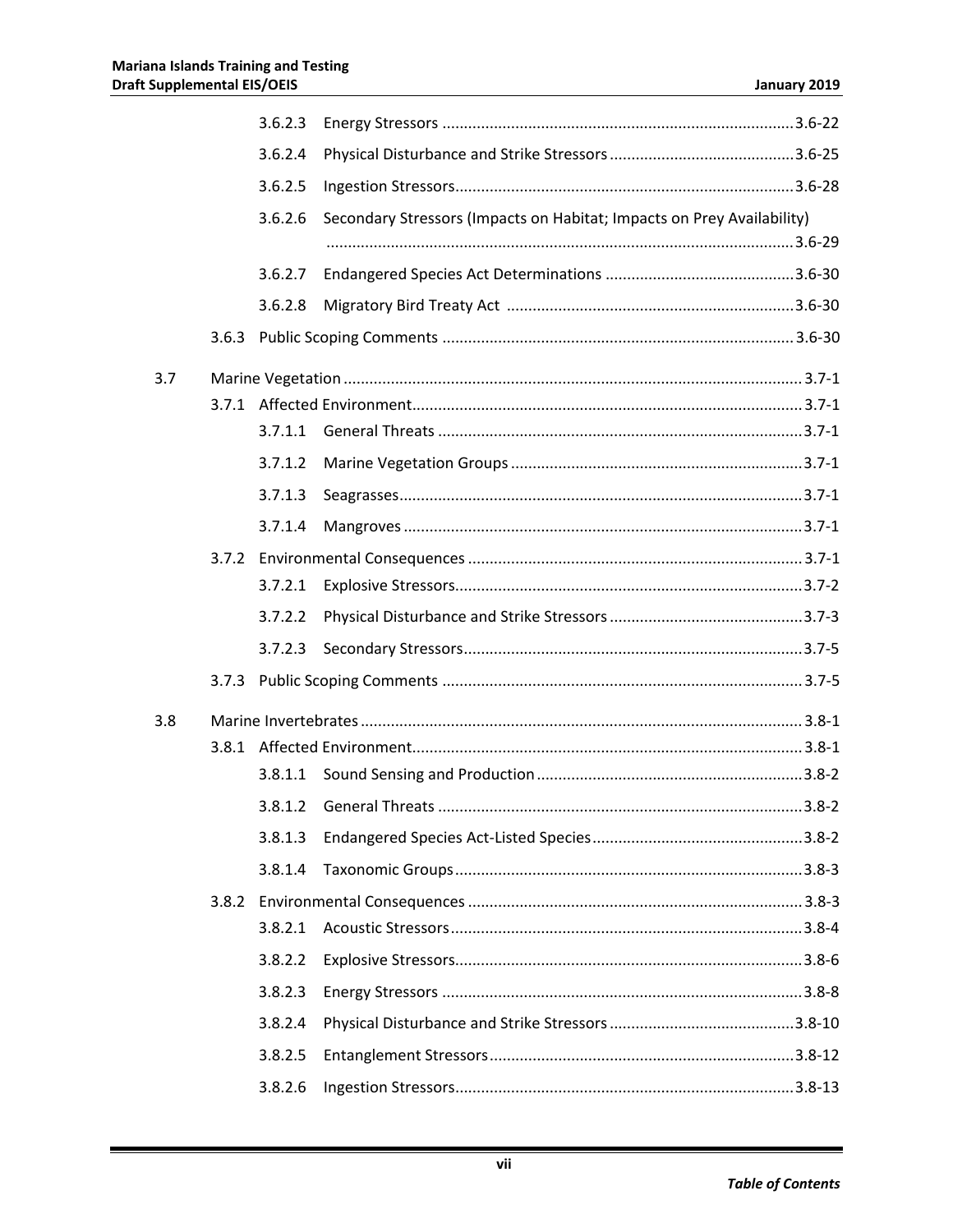3.6.2.3 Energy Stressors .................................................................................3.6-22

3.6.2.4 Physical Disturbance and Strike Stressors ...........................................3.6-25

3.6.2.5 Ingestion Stressors..............................................................................3.6-28

3.6.2.6 Secondary Stressors (Impacts on Habitat; Impacts on Prey Availability) ...........................................................................................................3.6-29

3.6.2.7 Endangered Species Act Determinations ............................................3.6-30

3.6.2.8 Migratory Bird Treaty Act ..................................................................3.6-30

3.6.3 Public Scoping Comments .................................................................................3.6-30

3.7 Marine Vegetation .........................................................................................................3.7-1

3.7.1 Affected Environment.........................................................................................3.7-1

3.7.1.1 General Threats ....................................................................................3.7-1

3.7.1.2 Marine Vegetation Groups ...................................................................3.7-1

3.7.1.3 Seagrasses............................................................................................3.7-1

3.7.1.4 Mangroves ............................................................................................3.7-1

3.7.2 Environmental Consequences .............................................................................3.7-1

3.7.2.1 Explosive Stressors................................................................................3.7-2

3.7.2.2 Physical Disturbance and Strike Stressors ............................................3.7-3

3.7.2.3 Secondary Stressors..............................................................................3.7-5

3.7.3 Public Scoping Comments ..................................................................................3.7-5

3.8 Marine Invertebrates .....................................................................................................3.8-1

3.8.1 Affected Environment.........................................................................................3.8-1

3.8.1.1 Sound Sensing and Production .............................................................3.8-2

3.8.1.2 General Threats ....................................................................................3.8-2

3.8.1.3 Endangered Species Act-Listed Species................................................3.8-2

3.8.1.4 Taxonomic Groups ................................................................................3.8-3

3.8.2 Environmental Consequences .............................................................................3.8-3

3.8.2.1 Acoustic Stressors.................................................................................3.8-4

3.8.2.2 Explosive Stressors................................................................................3.8-6

3.8.2.3 Energy Stressors ...................................................................................3.8-8

3.8.2.4 Physical Disturbance and Strike Stressors ..........................................3.8-10

3.8.2.5 Entanglement Stressors......................................................................3.8-12

3.8.2.6 Ingestion Stressors..............................................................................3.8-13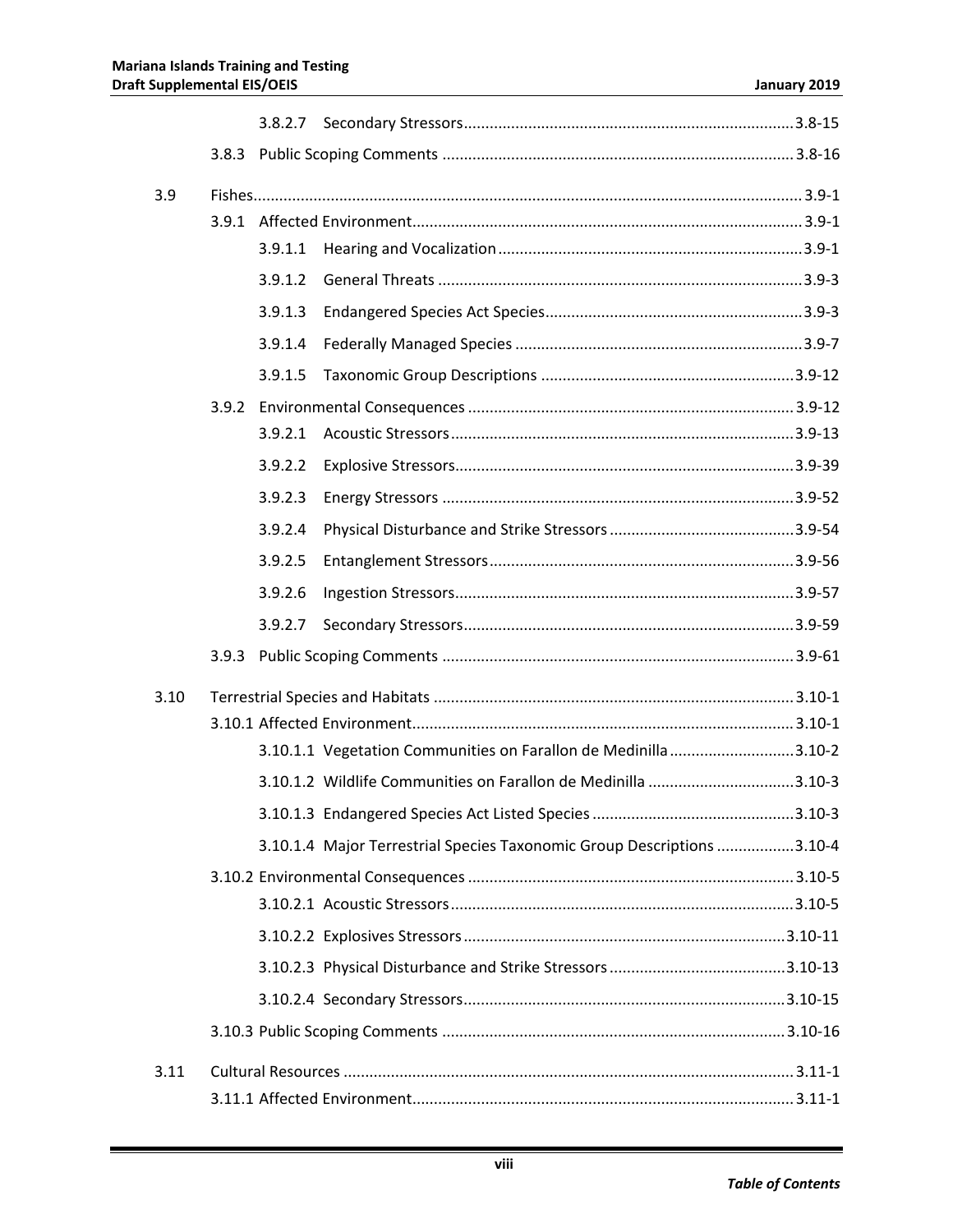3.8.2.7 Secondary Stressors ........................................................................... 3.8-15

3.8.3 Public Scoping Comments ................................................................................ 3.8-16

3.9 Fishes ............................................................................................................................ 3.9-1

3.9.1 Affected Environment ......................................................................................... 3.9-1

3.9.1.1 Hearing and Vocalization ...................................................................... 3.9-1

3.9.1.2 General Threats ..................................................................................... 3.9-3

3.9.1.3 Endangered Species Act Species ........................................................... 3.9-3

3.9.1.4 Federally Managed Species .................................................................. 3.9-7

3.9.1.5 Taxonomic Group Descriptions ........................................................... 3.9-12

3.9.2 Environmental Consequences .......................................................................... 3.9-12

3.9.2.1 Acoustic Stressors ............................................................................... 3.9-13

3.9.2.2 Explosive Stressors .............................................................................. 3.9-39

3.9.2.3 Energy Stressors ................................................................................. 3.9-52

3.9.2.4 Physical Disturbance and Strike Stressors ........................................... 3.9-54

3.9.2.5 Entanglement Stressors ...................................................................... 3.9-56

3.9.2.6 Ingestion Stressors .............................................................................. 3.9-57

3.9.2.7 Secondary Stressors ............................................................................ 3.9-59

3.9.3 Public Scoping Comments ................................................................................ 3.9-61

3.10 Terrestrial Species and Habitats ................................................................................... 3.10-1

3.10.1 Affected Environment ....................................................................................... 3.10-1

3.10.1.1 Vegetation Communities on Farallon de Medinilla ............................. 3.10-2

3.10.1.2 Wildlife Communities on Farallon de Medinilla .................................. 3.10-3

3.10.1.3 Endangered Species Act Listed Species ............................................... 3.10-3

3.10.1.4 Major Terrestrial Species Taxonomic Group Descriptions .................. 3.10-4

3.10.2 Environmental Consequences .......................................................................... 3.10-5

3.10.2.1 Acoustic Stressors ............................................................................... 3.10-5

3.10.2.2 Explosives Stressors .......................................................................... 3.10-11

3.10.2.3 Physical Disturbance and Strike Stressors ......................................... 3.10-13

3.10.2.4 Secondary Stressors .......................................................................... 3.10-15

3.10.3 Public Scoping Comments ............................................................................... 3.10-16

3.11 Cultural Resources ....................................................................................................... 3.11-1

3.11.1 Affected Environment ....................................................................................... 3.11-1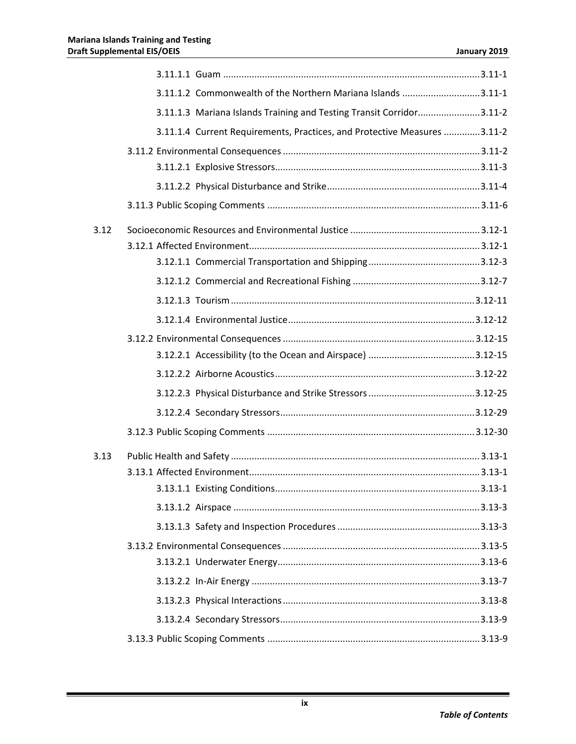3.11.1.1 Guam ..........3.11-1

3.11.1.2 Commonwealth of the Northern Mariana Islands ..........3.11-1

3.11.1.3 Mariana Islands Training and Testing Transit Corridor..........3.11-2

3.11.1.4 Current Requirements, Practices, and Protective Measures ..........3.11-2

3.11.2 Environmental Consequences ..........3.11-2

3.11.2.1 Explosive Stressors..........3.11-3

3.11.2.2 Physical Disturbance and Strike..........3.11-4

3.11.3 Public Scoping Comments ..........3.11-6

3.12 Socioeconomic Resources and Environmental Justice ..........3.12-1

3.12.1 Affected Environment..........3.12-1

3.12.1.1 Commercial Transportation and Shipping..........3.12-3

3.12.1.2 Commercial and Recreational Fishing ..........3.12-7

3.12.1.3 Tourism..........3.12-11

3.12.1.4 Environmental Justice..........3.12-12

3.12.2 Environmental Consequences ..........3.12-15

3.12.2.1 Accessibility (to the Ocean and Airspace) ..........3.12-15

3.12.2.2 Airborne Acoustics..........3.12-22

3.12.2.3 Physical Disturbance and Strike Stressors..........3.12-25

3.12.2.4 Secondary Stressors..........3.12-29

3.12.3 Public Scoping Comments ..........3.12-30

3.13 Public Health and Safety ..........3.13-1

3.13.1 Affected Environment..........3.13-1

3.13.1.1 Existing Conditions..........3.13-1

3.13.1.2 Airspace ..........3.13-3

3.13.1.3 Safety and Inspection Procedures ..........3.13-3

3.13.2 Environmental Consequences ..........3.13-5

3.13.2.1 Underwater Energy..........3.13-6

3.13.2.2 In-Air Energy ..........3.13-7

3.13.2.3 Physical Interactions..........3.13-8

3.13.2.4 Secondary Stressors..........3.13-9

3.13.3 Public Scoping Comments ..........3.13-9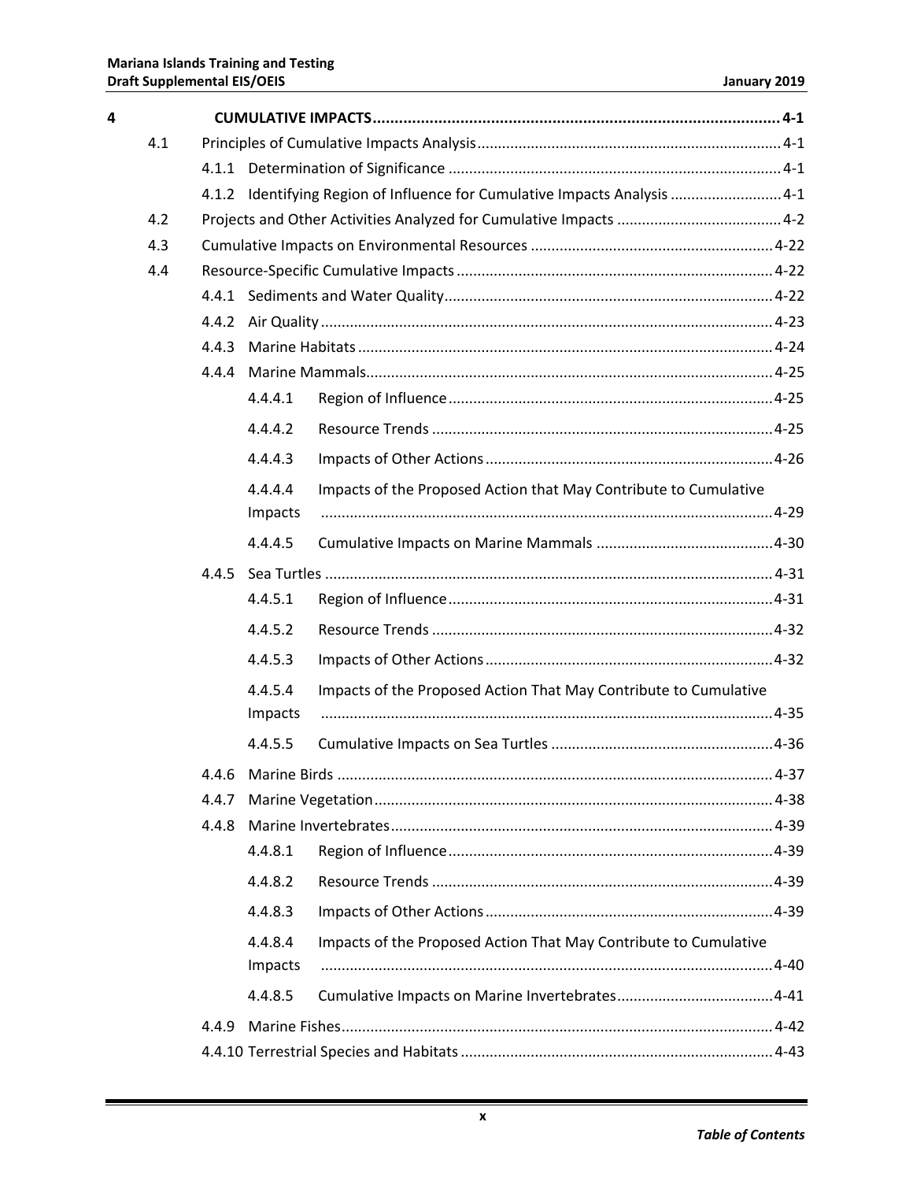4 CUMULATIVE IMPACTS ........................................................................................ 4-1

- 4.1 Principles of Cumulative Impacts Analysis ........................................................................ 4-1
  - 4.1.1 Determination of Significance ................................................................................ 4-1
  - 4.1.2 Identifying Region of Influence for Cumulative Impacts Analysis ........................... 4-1
- 4.2 Projects and Other Activities Analyzed for Cumulative Impacts ........................................ 4-2
- 4.3 Cumulative Impacts on Environmental Resources .......................................................... 4-22
- 4.4 Resource-Specific Cumulative Impacts ............................................................................ 4-22
  - 4.4.1 Sediments and Water Quality............................................................................... 4-22
  - 4.4.2 Air Quality ............................................................................................................ 4-23
  - 4.4.3 Marine Habitats .................................................................................................... 4-24
  - 4.4.4 Marine Mammals.................................................................................................. 4-25
    - 4.4.4.1 Region of Influence..............................................................................4-25
    - 4.4.4.2 Resource Trends ..................................................................................4-25
    - 4.4.4.3 Impacts of Other Actions .....................................................................4-26
    - 4.4.4.4 Impacts of the Proposed Action that May Contribute to Cumulative Impacts .............................................................................................................4-29
    - 4.4.4.5 Cumulative Impacts on Marine Mammals ...........................................4-30
  - 4.4.5 Sea Turtles ........................................................................................................... 4-31
    - 4.4.5.1 Region of Influence..............................................................................4-31
    - 4.4.5.2 Resource Trends ..................................................................................4-32
    - 4.4.5.3 Impacts of Other Actions .....................................................................4-32
    - 4.4.5.4 Impacts of the Proposed Action That May Contribute to Cumulative Impacts .............................................................................................................4-35
    - 4.4.5.5 Cumulative Impacts on Sea Turtles ......................................................4-36
  - 4.4.6 Marine Birds ......................................................................................................... 4-37
  - 4.4.7 Marine Vegetation................................................................................................ 4-38
  - 4.4.8 Marine Invertebrates............................................................................................ 4-39
    - 4.4.8.1 Region of Influence..............................................................................4-39
    - 4.4.8.2 Resource Trends ..................................................................................4-39
    - 4.4.8.3 Impacts of Other Actions .....................................................................4-39
    - 4.4.8.4 Impacts of the Proposed Action That May Contribute to Cumulative Impacts .............................................................................................................4-40
    - 4.4.8.5 Cumulative Impacts on Marine Invertebrates......................................4-41
  - 4.4.9 Marine Fishes........................................................................................................ 4-42
  - 4.4.10 Terrestrial Species and Habitats ........................................................................... 4-43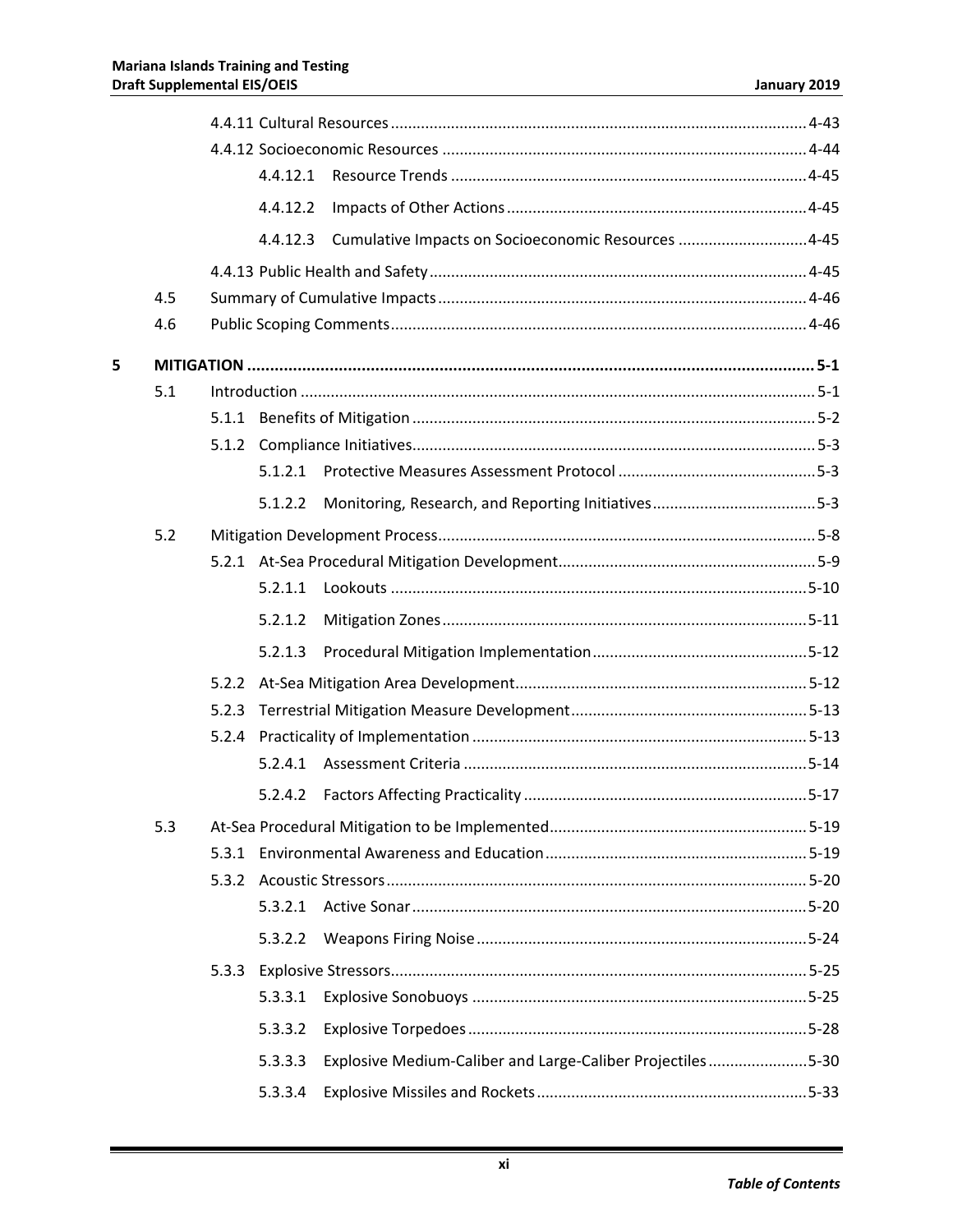4.4.11 Cultural Resources ........................................................................................ 4-43

4.4.12 Socioeconomic Resources ................................................................................ 4-44

4.4.12.1 Resource Trends ............................................................................ 4-45

4.4.12.2 Impacts of Other Actions ................................................................. 4-45

4.4.12.3 Cumulative Impacts on Socioeconomic Resources ............................ 4-45

4.4.13 Public Health and Safety ................................................................................. 4-45

4.5 Summary of Cumulative Impacts .................................................................................. 4-46

4.6 Public Scoping Comments ............................................................................................. 4-46

**5 MITIGATION ........................................................................................................................ 5-1**

5.1 Introduction ..................................................................................................................... 5-1

5.1.1 Benefits of Mitigation ......................................................................................... 5-2

5.1.2 Compliance Initiatives......................................................................................... 5-3

5.1.2.1 Protective Measures Assessment Protocol ............................................ 5-3

5.1.2.2 Monitoring, Research, and Reporting Initiatives ................................... 5-3

5.2 Mitigation Development Process ..................................................................................... 5-8

5.2.1 At-Sea Procedural Mitigation Development ........................................................ 5-9

5.2.1.1 Lookouts ............................................................................................. 5-10

5.2.1.2 Mitigation Zones ................................................................................. 5-11

5.2.1.3 Procedural Mitigation Implementation ................................................ 5-12

5.2.2 At-Sea Mitigation Area Development ................................................................. 5-12

5.2.3 Terrestrial Mitigation Measure Development ..................................................... 5-13

5.2.4 Practicality of Implementation ........................................................................... 5-13

5.2.4.1 Assessment Criteria ............................................................................ 5-14

5.2.4.2 Factors Affecting Practicality ............................................................... 5-17

5.3 At-Sea Procedural Mitigation to be Implemented ......................................................... 5-19

5.3.1 Environmental Awareness and Education .......................................................... 5-19

5.3.2 Acoustic Stressors .............................................................................................. 5-20

5.3.2.1 Active Sonar ........................................................................................ 5-20

5.3.2.2 Weapons Firing Noise .......................................................................... 5-24

5.3.3 Explosive Stressors ............................................................................................. 5-25

5.3.3.1 Explosive Sonobuoys ........................................................................... 5-25

5.3.3.2 Explosive Torpedoes ........................................................................... 5-28

5.3.3.3 Explosive Medium-Caliber and Large-Caliber Projectiles ..................... 5-30

5.3.3.4 Explosive Missiles and Rockets ........................................................... 5-33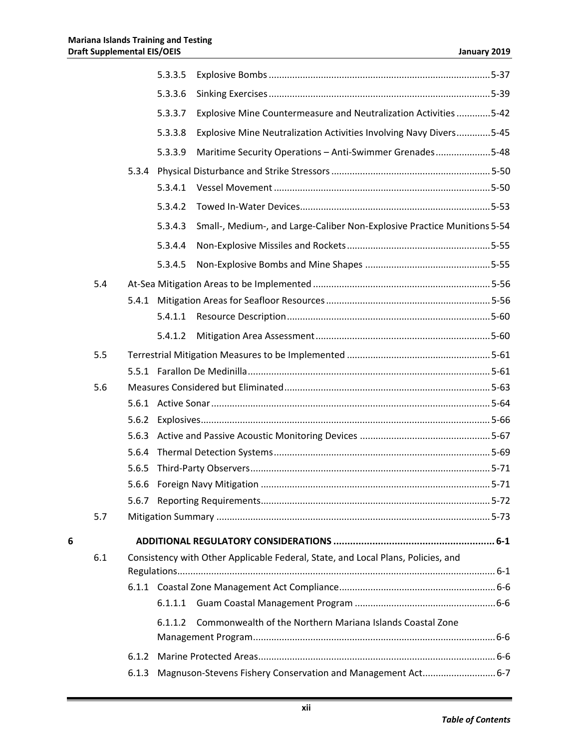5.3.3.5 Explosive Bombs ....................................................................................5-37

5.3.3.6 Sinking Exercises ....................................................................................5-39

5.3.3.7 Explosive Mine Countermeasure and Neutralization Activities .............5-42

5.3.3.8 Explosive Mine Neutralization Activities Involving Navy Divers .............5-45

5.3.3.9 Maritime Security Operations – Anti-Swimmer Grenades .....................5-48

5.3.4 Physical Disturbance and Strike Stressors ............................................................5-50

5.3.4.1 Vessel Movement ..................................................................................5-50

5.3.4.2 Towed In-Water Devices.........................................................................5-53

5.3.4.3 Small-, Medium-, and Large-Caliber Non-Explosive Practice Munitions 5-54

5.3.4.4 Non-Explosive Missiles and Rockets .......................................................5-55

5.3.4.5 Non-Explosive Bombs and Mine Shapes ................................................5-55

5.4 At-Sea Mitigation Areas to be Implemented ...................................................................5-56

5.4.1 Mitigation Areas for Seafloor Resources ..............................................................5-56

5.4.1.1 Resource Description.............................................................................5-60

5.4.1.2 Mitigation Area Assessment ..................................................................5-60

5.5 Terrestrial Mitigation Measures to be Implemented ......................................................5-61

5.5.1 Farallon De Medinilla............................................................................................5-61

5.6 Measures Considered but Eliminated..............................................................................5-63

5.6.1 Active Sonar ..........................................................................................................5-64

5.6.2 Explosives.............................................................................................................5-66

5.6.3 Active and Passive Acoustic Monitoring Devices .................................................5-67

5.6.4 Thermal Detection Systems..................................................................................5-69

5.6.5 Third-Party Observers...........................................................................................5-71

5.6.6 Foreign Navy Mitigation .......................................................................................5-71

5.6.7 Reporting Requirements.......................................................................................5-72

5.7 Mitigation Summary ........................................................................................................5-73

**6 ADDITIONAL REGULATORY CONSIDERATIONS .......................................................... 6-1**

6.1 Consistency with Other Applicable Federal, State, and Local Plans, Policies, and Regulations......................................................................................................................... 6-1

6.1.1 Coastal Zone Management Act Compliance............................................................6-6

6.1.1.1 Guam Coastal Management Program ......................................................6-6

6.1.1.2 Commonwealth of the Northern Mariana Islands Coastal Zone Management Program............................................................................................6-6

6.1.2 Marine Protected Areas..........................................................................................6-6

6.1.3 Magnuson-Stevens Fishery Conservation and Management Act............................6-7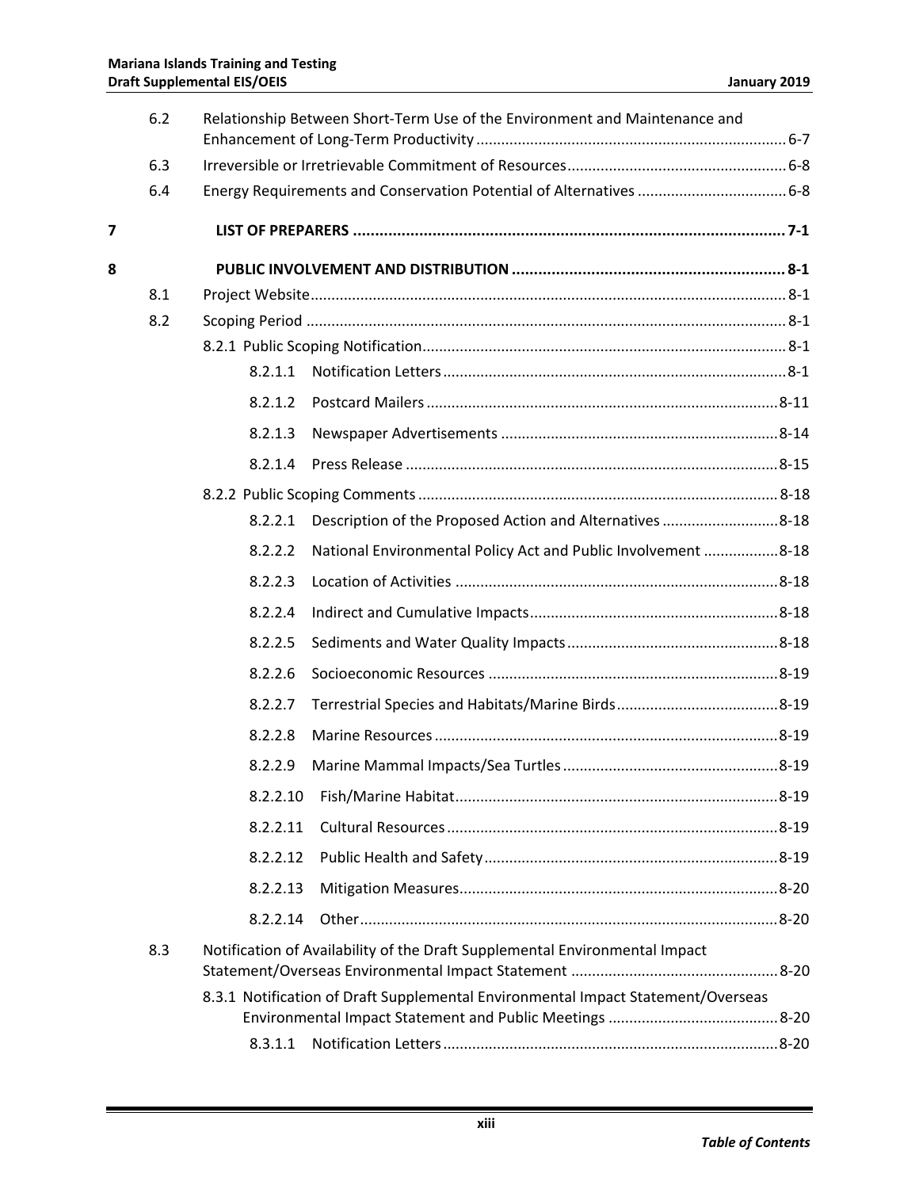6.2 Relationship Between Short-Term Use of the Environment and Maintenance and Enhancement of Long-Term Productivity .......... 6-7

6.3 Irreversible or Irretrievable Commitment of Resources .......... 6-8

6.4 Energy Requirements and Conservation Potential of Alternatives .......... 6-8

**7 LIST OF PREPARERS .......... 7-1**

**8 PUBLIC INVOLVEMENT AND DISTRIBUTION .......... 8-1**

8.1 Project Website .......... 8-1

8.2 Scoping Period .......... 8-1

8.2.1 Public Scoping Notification .......... 8-1

8.2.1.1 Notification Letters .......... 8-1

8.2.1.2 Postcard Mailers .......... 8-11

8.2.1.3 Newspaper Advertisements .......... 8-14

8.2.1.4 Press Release .......... 8-15

8.2.2 Public Scoping Comments .......... 8-18

8.2.2.1 Description of the Proposed Action and Alternatives .......... 8-18

8.2.2.2 National Environmental Policy Act and Public Involvement .......... 8-18

8.2.2.3 Location of Activities .......... 8-18

8.2.2.4 Indirect and Cumulative Impacts .......... 8-18

8.2.2.5 Sediments and Water Quality Impacts .......... 8-18

8.2.2.6 Socioeconomic Resources .......... 8-19

8.2.2.7 Terrestrial Species and Habitats/Marine Birds .......... 8-19

8.2.2.8 Marine Resources .......... 8-19

8.2.2.9 Marine Mammal Impacts/Sea Turtles .......... 8-19

8.2.2.10 Fish/Marine Habitat .......... 8-19

8.2.2.11 Cultural Resources .......... 8-19

8.2.2.12 Public Health and Safety .......... 8-19

8.2.2.13 Mitigation Measures .......... 8-20

8.2.2.14 Other .......... 8-20

8.3 Notification of Availability of the Draft Supplemental Environmental Impact Statement/Overseas Environmental Impact Statement .......... 8-20

8.3.1 Notification of Draft Supplemental Environmental Impact Statement/Overseas Environmental Impact Statement and Public Meetings .......... 8-20

8.3.1.1 Notification Letters .......... 8-20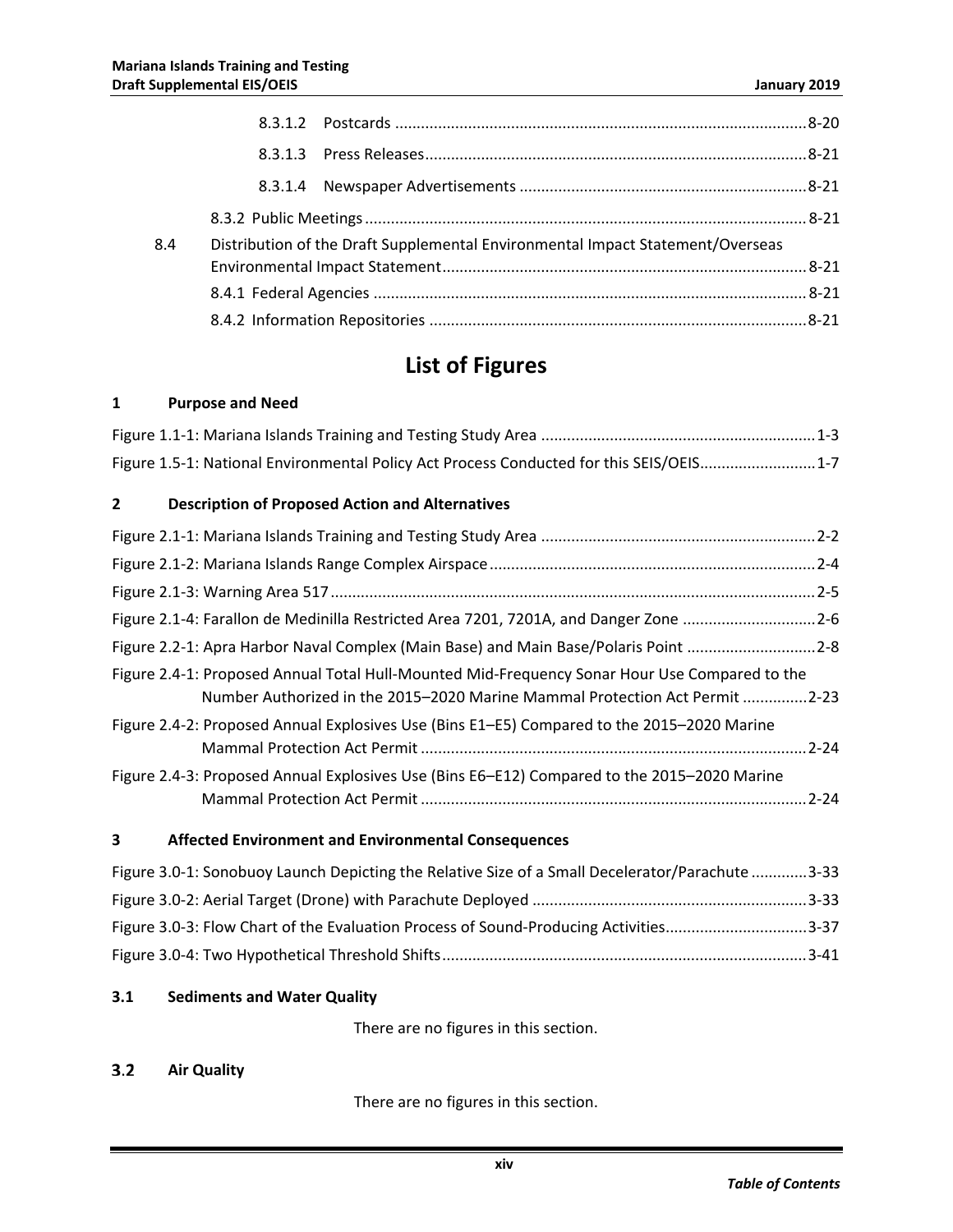8.3.1.2 Postcards ............................................................................................... 8-20

8.3.1.3 Press Releases........................................................................................ 8-21

8.3.1.4 Newspaper Advertisements .................................................................. 8-21

8.3.2 Public Meetings ........................................................................................................ 8-21

8.4 Distribution of the Draft Supplemental Environmental Impact Statement/Overseas Environmental Impact Statement .................................................................................... 8-21

8.4.1 Federal Agencies ...................................................................................................... 8-21

8.4.2 Information Repositories ......................................................................................... 8-21

# List of Figures

**1 Purpose and Need**

Figure 1.1-1: Mariana Islands Training and Testing Study Area ................................................................ 1-3

Figure 1.5-1: National Environmental Policy Act Process Conducted for this SEIS/OEIS........................... 1-7

**2 Description of Proposed Action and Alternatives**

Figure 2.1-1: Mariana Islands Training and Testing Study Area ................................................................ 2-2

Figure 2.1-2: Mariana Islands Range Complex Airspace ............................................................................ 2-4

Figure 2.1-3: Warning Area 517 ................................................................................................................. 2-5

Figure 2.1-4: Farallon de Medinilla Restricted Area 7201, 7201A, and Danger Zone ............................... 2-6

Figure 2.2-1: Apra Harbor Naval Complex (Main Base) and Main Base/Polaris Point .............................. 2-8

Figure 2.4-1: Proposed Annual Total Hull-Mounted Mid-Frequency Sonar Hour Use Compared to the Number Authorized in the 2015–2020 Marine Mammal Protection Act Permit ............... 2-23

Figure 2.4-2: Proposed Annual Explosives Use (Bins E1–E5) Compared to the 2015–2020 Marine Mammal Protection Act Permit ......................................................................................... 2-24

Figure 2.4-3: Proposed Annual Explosives Use (Bins E6–E12) Compared to the 2015–2020 Marine Mammal Protection Act Permit ......................................................................................... 2-24

**3 Affected Environment and Environmental Consequences**

Figure 3.0-1: Sonobuoy Launch Depicting the Relative Size of a Small Decelerator/Parachute ............. 3-33

Figure 3.0-2: Aerial Target (Drone) with Parachute Deployed ................................................................ 3-33

Figure 3.0-3: Flow Chart of the Evaluation Process of Sound-Producing Activities................................. 3-37

Figure 3.0-4: Two Hypothetical Threshold Shifts..................................................................................... 3-41

**3.1 Sediments and Water Quality**

There are no figures in this section.

**3.2 Air Quality**

There are no figures in this section.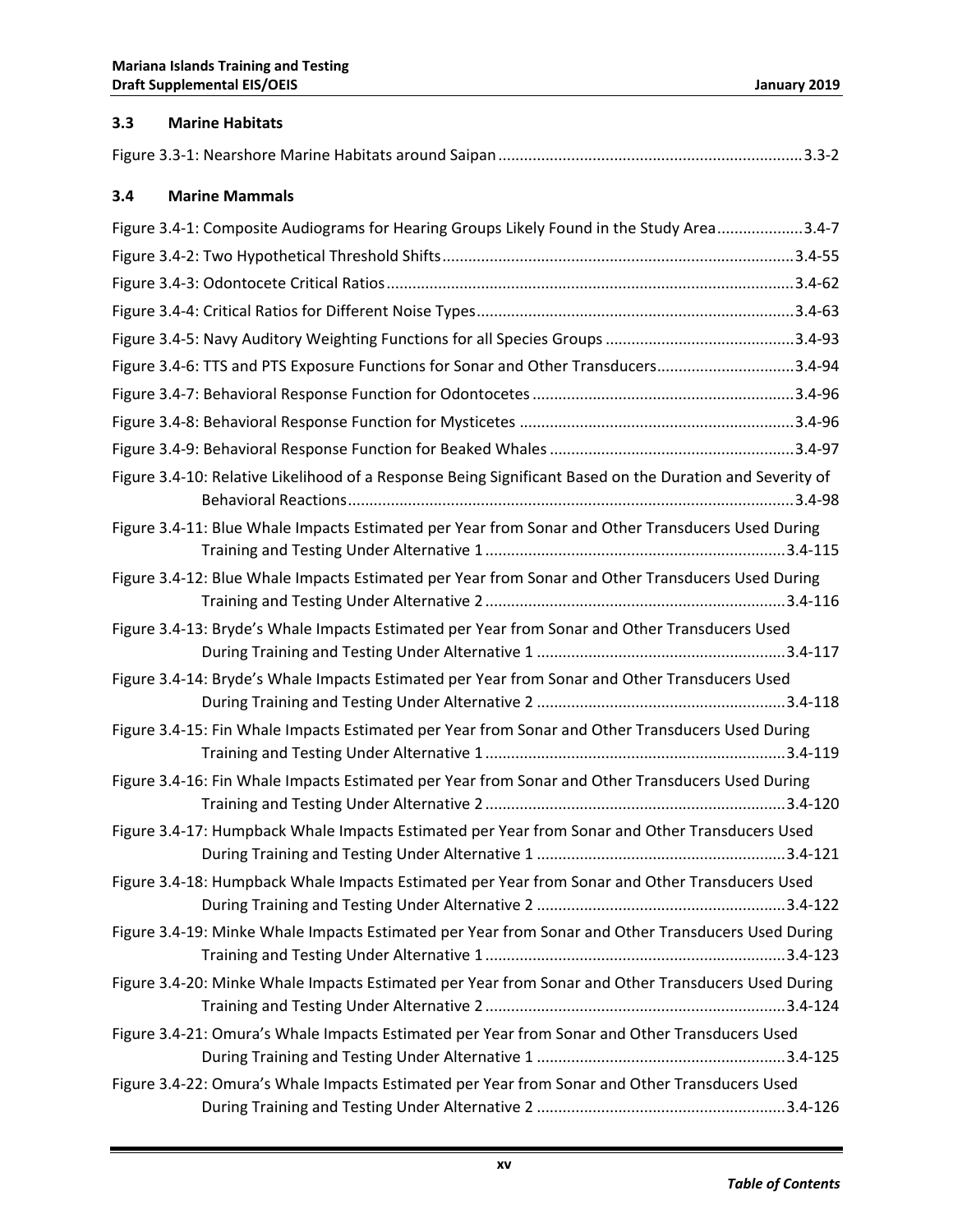## 3.3 Marine Habitats

Figure 3.3-1: Nearshore Marine Habitats around Saipan ........................................................................ 3.3-2

## 3.4 Marine Mammals

Figure 3.4-1: Composite Audiograms for Hearing Groups Likely Found in the Study Area .................... 3.4-7

Figure 3.4-2: Two Hypothetical Threshold Shifts ................................................................................. 3.4-55

Figure 3.4-3: Odontocete Critical Ratios .............................................................................................. 3.4-62

Figure 3.4-4: Critical Ratios for Different Noise Types ......................................................................... 3.4-63

Figure 3.4-5: Navy Auditory Weighting Functions for all Species Groups ............................................ 3.4-93

Figure 3.4-6: TTS and PTS Exposure Functions for Sonar and Other Transducers ................................ 3.4-94

Figure 3.4-7: Behavioral Response Function for Odontocetes ............................................................. 3.4-96

Figure 3.4-8: Behavioral Response Function for Mysticetes ................................................................ 3.4-96

Figure 3.4-9: Behavioral Response Function for Beaked Whales ......................................................... 3.4-97

Figure 3.4-10: Relative Likelihood of a Response Being Significant Based on the Duration and Severity of Behavioral Reactions ........................................................................................................ 3.4-98

Figure 3.4-11: Blue Whale Impacts Estimated per Year from Sonar and Other Transducers Used During Training and Testing Under Alternative 1 ...................................................................... 3.4-115

Figure 3.4-12: Blue Whale Impacts Estimated per Year from Sonar and Other Transducers Used During Training and Testing Under Alternative 2 ...................................................................... 3.4-116

Figure 3.4-13: Bryde's Whale Impacts Estimated per Year from Sonar and Other Transducers Used During Training and Testing Under Alternative 1 .......................................................... 3.4-117

Figure 3.4-14: Bryde's Whale Impacts Estimated per Year from Sonar and Other Transducers Used During Training and Testing Under Alternative 2 .......................................................... 3.4-118

Figure 3.4-15: Fin Whale Impacts Estimated per Year from Sonar and Other Transducers Used During Training and Testing Under Alternative 1 ...................................................................... 3.4-119

Figure 3.4-16: Fin Whale Impacts Estimated per Year from Sonar and Other Transducers Used During Training and Testing Under Alternative 2 ...................................................................... 3.4-120

Figure 3.4-17: Humpback Whale Impacts Estimated per Year from Sonar and Other Transducers Used During Training and Testing Under Alternative 1 .......................................................... 3.4-121

Figure 3.4-18: Humpback Whale Impacts Estimated per Year from Sonar and Other Transducers Used During Training and Testing Under Alternative 2 .......................................................... 3.4-122

Figure 3.4-19: Minke Whale Impacts Estimated per Year from Sonar and Other Transducers Used During Training and Testing Under Alternative 1 ...................................................................... 3.4-123

Figure 3.4-20: Minke Whale Impacts Estimated per Year from Sonar and Other Transducers Used During Training and Testing Under Alternative 2 ...................................................................... 3.4-124

Figure 3.4-21: Omura's Whale Impacts Estimated per Year from Sonar and Other Transducers Used During Training and Testing Under Alternative 1 .......................................................... 3.4-125

Figure 3.4-22: Omura's Whale Impacts Estimated per Year from Sonar and Other Transducers Used During Training and Testing Under Alternative 2 .......................................................... 3.4-126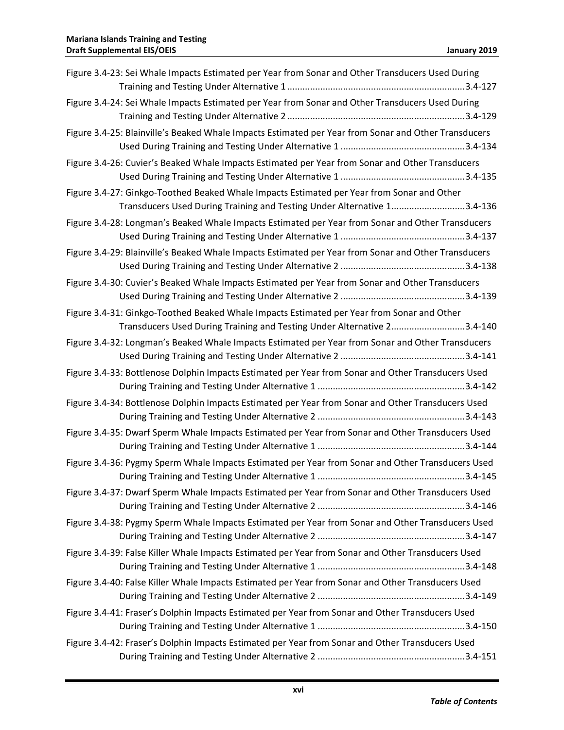Figure 3.4-23: Sei Whale Impacts Estimated per Year from Sonar and Other Transducers Used During Training and Testing Under Alternative 1 ......................................................................3.4-127

Figure 3.4-24: Sei Whale Impacts Estimated per Year from Sonar and Other Transducers Used During Training and Testing Under Alternative 2 ......................................................................3.4-129

Figure 3.4-25: Blainville's Beaked Whale Impacts Estimated per Year from Sonar and Other Transducers Used During Training and Testing Under Alternative 1 .................................................3.4-134

Figure 3.4-26: Cuvier's Beaked Whale Impacts Estimated per Year from Sonar and Other Transducers Used During Training and Testing Under Alternative 1 .................................................3.4-135

Figure 3.4-27: Ginkgo-Toothed Beaked Whale Impacts Estimated per Year from Sonar and Other Transducers Used During Training and Testing Under Alternative 1.............................3.4-136

Figure 3.4-28: Longman's Beaked Whale Impacts Estimated per Year from Sonar and Other Transducers Used During Training and Testing Under Alternative 1 .................................................3.4-137

Figure 3.4-29: Blainville's Beaked Whale Impacts Estimated per Year from Sonar and Other Transducers Used During Training and Testing Under Alternative 2 .................................................3.4-138

Figure 3.4-30: Cuvier's Beaked Whale Impacts Estimated per Year from Sonar and Other Transducers Used During Training and Testing Under Alternative 2 .................................................3.4-139

Figure 3.4-31: Ginkgo-Toothed Beaked Whale Impacts Estimated per Year from Sonar and Other Transducers Used During Training and Testing Under Alternative 2.............................3.4-140

Figure 3.4-32: Longman's Beaked Whale Impacts Estimated per Year from Sonar and Other Transducers Used During Training and Testing Under Alternative 2 .................................................3.4-141

Figure 3.4-33: Bottlenose Dolphin Impacts Estimated per Year from Sonar and Other Transducers Used During Training and Testing Under Alternative 1 ..........................................................3.4-142

Figure 3.4-34: Bottlenose Dolphin Impacts Estimated per Year from Sonar and Other Transducers Used During Training and Testing Under Alternative 2 ..........................................................3.4-143

Figure 3.4-35: Dwarf Sperm Whale Impacts Estimated per Year from Sonar and Other Transducers Used During Training and Testing Under Alternative 1 ..........................................................3.4-144

Figure 3.4-36: Pygmy Sperm Whale Impacts Estimated per Year from Sonar and Other Transducers Used During Training and Testing Under Alternative 1 ..........................................................3.4-145

Figure 3.4-37: Dwarf Sperm Whale Impacts Estimated per Year from Sonar and Other Transducers Used During Training and Testing Under Alternative 2 ..........................................................3.4-146

Figure 3.4-38: Pygmy Sperm Whale Impacts Estimated per Year from Sonar and Other Transducers Used During Training and Testing Under Alternative 2 ..........................................................3.4-147

Figure 3.4-39: False Killer Whale Impacts Estimated per Year from Sonar and Other Transducers Used During Training and Testing Under Alternative 1 ..........................................................3.4-148

Figure 3.4-40: False Killer Whale Impacts Estimated per Year from Sonar and Other Transducers Used During Training and Testing Under Alternative 2 ..........................................................3.4-149

Figure 3.4-41: Fraser's Dolphin Impacts Estimated per Year from Sonar and Other Transducers Used During Training and Testing Under Alternative 1 ..........................................................3.4-150

Figure 3.4-42: Fraser's Dolphin Impacts Estimated per Year from Sonar and Other Transducers Used During Training and Testing Under Alternative 2 ..........................................................3.4-151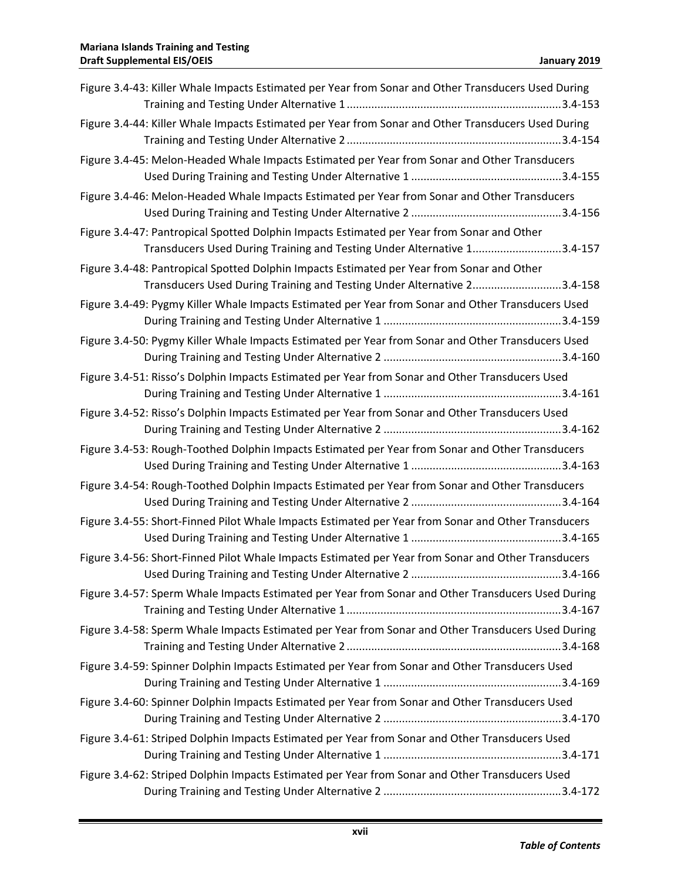Figure 3.4-43: Killer Whale Impacts Estimated per Year from Sonar and Other Transducers Used During Training and Testing Under Alternative 1 ......................................................................3.4-153

Figure 3.4-44: Killer Whale Impacts Estimated per Year from Sonar and Other Transducers Used During Training and Testing Under Alternative 2 ......................................................................3.4-154

Figure 3.4-45: Melon-Headed Whale Impacts Estimated per Year from Sonar and Other Transducers Used During Training and Testing Under Alternative 1 .................................................3.4-155

Figure 3.4-46: Melon-Headed Whale Impacts Estimated per Year from Sonar and Other Transducers Used During Training and Testing Under Alternative 2 .................................................3.4-156

Figure 3.4-47: Pantropical Spotted Dolphin Impacts Estimated per Year from Sonar and Other Transducers Used During Training and Testing Under Alternative 1.............................3.4-157

Figure 3.4-48: Pantropical Spotted Dolphin Impacts Estimated per Year from Sonar and Other Transducers Used During Training and Testing Under Alternative 2.............................3.4-158

Figure 3.4-49: Pygmy Killer Whale Impacts Estimated per Year from Sonar and Other Transducers Used During Training and Testing Under Alternative 1 ..........................................................3.4-159

Figure 3.4-50: Pygmy Killer Whale Impacts Estimated per Year from Sonar and Other Transducers Used During Training and Testing Under Alternative 2 ..........................................................3.4-160

Figure 3.4-51: Risso's Dolphin Impacts Estimated per Year from Sonar and Other Transducers Used During Training and Testing Under Alternative 1 ..........................................................3.4-161

Figure 3.4-52: Risso's Dolphin Impacts Estimated per Year from Sonar and Other Transducers Used During Training and Testing Under Alternative 2 ..........................................................3.4-162

Figure 3.4-53: Rough-Toothed Dolphin Impacts Estimated per Year from Sonar and Other Transducers Used During Training and Testing Under Alternative 1 .................................................3.4-163

Figure 3.4-54: Rough-Toothed Dolphin Impacts Estimated per Year from Sonar and Other Transducers Used During Training and Testing Under Alternative 2 .................................................3.4-164

Figure 3.4-55: Short-Finned Pilot Whale Impacts Estimated per Year from Sonar and Other Transducers Used During Training and Testing Under Alternative 1 .................................................3.4-165

Figure 3.4-56: Short-Finned Pilot Whale Impacts Estimated per Year from Sonar and Other Transducers Used During Training and Testing Under Alternative 2 .................................................3.4-166

Figure 3.4-57: Sperm Whale Impacts Estimated per Year from Sonar and Other Transducers Used During Training and Testing Under Alternative 1 ......................................................................3.4-167

Figure 3.4-58: Sperm Whale Impacts Estimated per Year from Sonar and Other Transducers Used During Training and Testing Under Alternative 2 ......................................................................3.4-168

Figure 3.4-59: Spinner Dolphin Impacts Estimated per Year from Sonar and Other Transducers Used During Training and Testing Under Alternative 1 ..........................................................3.4-169

Figure 3.4-60: Spinner Dolphin Impacts Estimated per Year from Sonar and Other Transducers Used During Training and Testing Under Alternative 2 ..........................................................3.4-170

Figure 3.4-61: Striped Dolphin Impacts Estimated per Year from Sonar and Other Transducers Used During Training and Testing Under Alternative 1 ..........................................................3.4-171

Figure 3.4-62: Striped Dolphin Impacts Estimated per Year from Sonar and Other Transducers Used During Training and Testing Under Alternative 2 ..........................................................3.4-172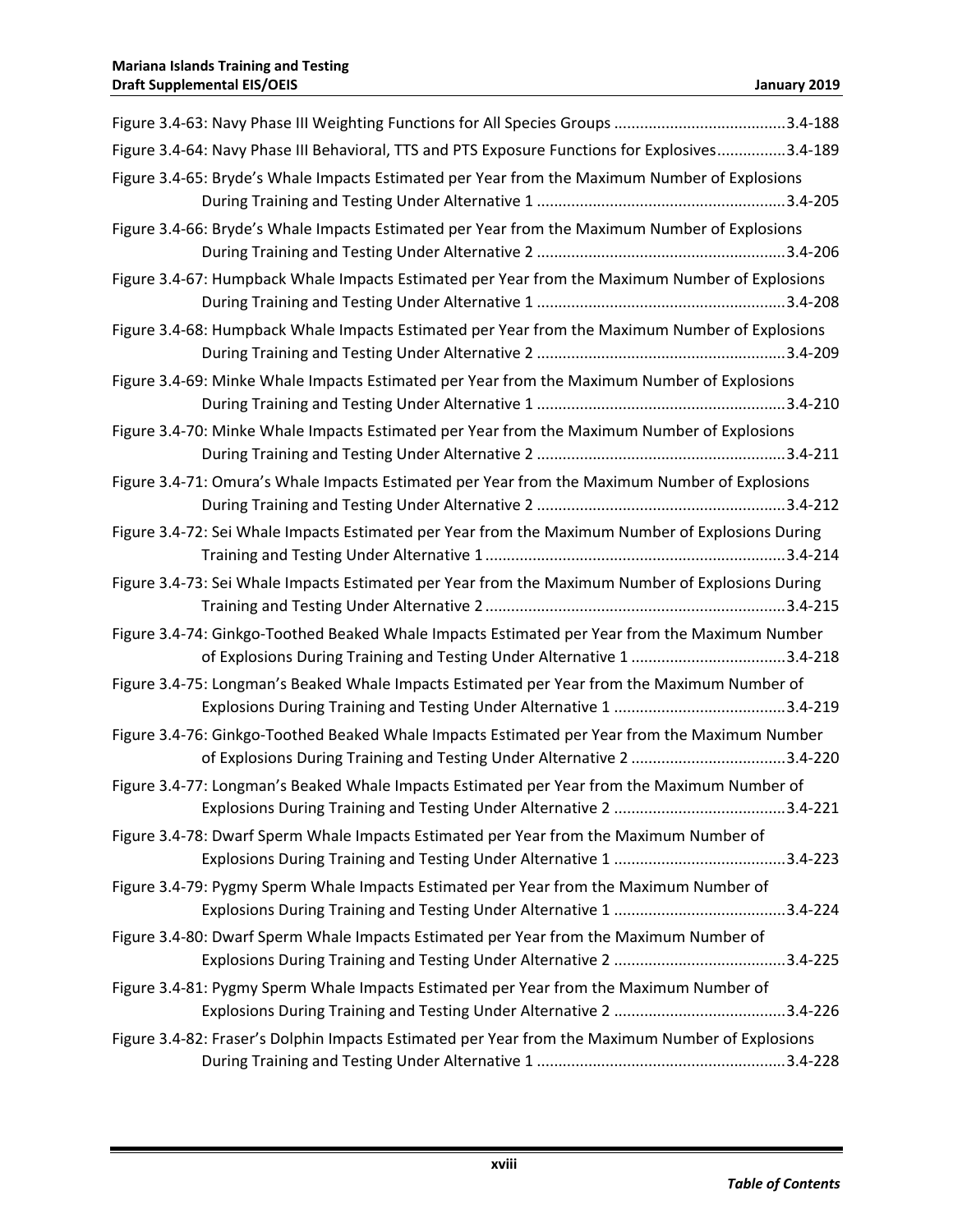Figure 3.4-63: Navy Phase III Weighting Functions for All Species Groups ........................................3.4-188

Figure 3.4-64: Navy Phase III Behavioral, TTS and PTS Exposure Functions for Explosives................3.4-189

Figure 3.4-65: Bryde's Whale Impacts Estimated per Year from the Maximum Number of Explosions During Training and Testing Under Alternative 1 ..........................................................3.4-205

Figure 3.4-66: Bryde's Whale Impacts Estimated per Year from the Maximum Number of Explosions During Training and Testing Under Alternative 2 ..........................................................3.4-206

Figure 3.4-67: Humpback Whale Impacts Estimated per Year from the Maximum Number of Explosions During Training and Testing Under Alternative 1 ..........................................................3.4-208

Figure 3.4-68: Humpback Whale Impacts Estimated per Year from the Maximum Number of Explosions During Training and Testing Under Alternative 2 ..........................................................3.4-209

Figure 3.4-69: Minke Whale Impacts Estimated per Year from the Maximum Number of Explosions During Training and Testing Under Alternative 1 ..........................................................3.4-210

Figure 3.4-70: Minke Whale Impacts Estimated per Year from the Maximum Number of Explosions During Training and Testing Under Alternative 2 ..........................................................3.4-211

Figure 3.4-71: Omura's Whale Impacts Estimated per Year from the Maximum Number of Explosions During Training and Testing Under Alternative 2 ..........................................................3.4-212

Figure 3.4-72: Sei Whale Impacts Estimated per Year from the Maximum Number of Explosions During Training and Testing Under Alternative 1......................................................................3.4-214

Figure 3.4-73: Sei Whale Impacts Estimated per Year from the Maximum Number of Explosions During Training and Testing Under Alternative 2......................................................................3.4-215

Figure 3.4-74: Ginkgo-Toothed Beaked Whale Impacts Estimated per Year from the Maximum Number of Explosions During Training and Testing Under Alternative 1 ....................................3.4-218

Figure 3.4-75: Longman's Beaked Whale Impacts Estimated per Year from the Maximum Number of Explosions During Training and Testing Under Alternative 1 ........................................3.4-219

Figure 3.4-76: Ginkgo-Toothed Beaked Whale Impacts Estimated per Year from the Maximum Number of Explosions During Training and Testing Under Alternative 2 ....................................3.4-220

Figure 3.4-77: Longman's Beaked Whale Impacts Estimated per Year from the Maximum Number of Explosions During Training and Testing Under Alternative 2 ........................................3.4-221

Figure 3.4-78: Dwarf Sperm Whale Impacts Estimated per Year from the Maximum Number of Explosions During Training and Testing Under Alternative 1 ........................................3.4-223

Figure 3.4-79: Pygmy Sperm Whale Impacts Estimated per Year from the Maximum Number of Explosions During Training and Testing Under Alternative 1 ........................................3.4-224

Figure 3.4-80: Dwarf Sperm Whale Impacts Estimated per Year from the Maximum Number of Explosions During Training and Testing Under Alternative 2 ........................................3.4-225

Figure 3.4-81: Pygmy Sperm Whale Impacts Estimated per Year from the Maximum Number of Explosions During Training and Testing Under Alternative 2 ........................................3.4-226

Figure 3.4-82: Fraser's Dolphin Impacts Estimated per Year from the Maximum Number of Explosions During Training and Testing Under Alternative 1 ..........................................................3.4-228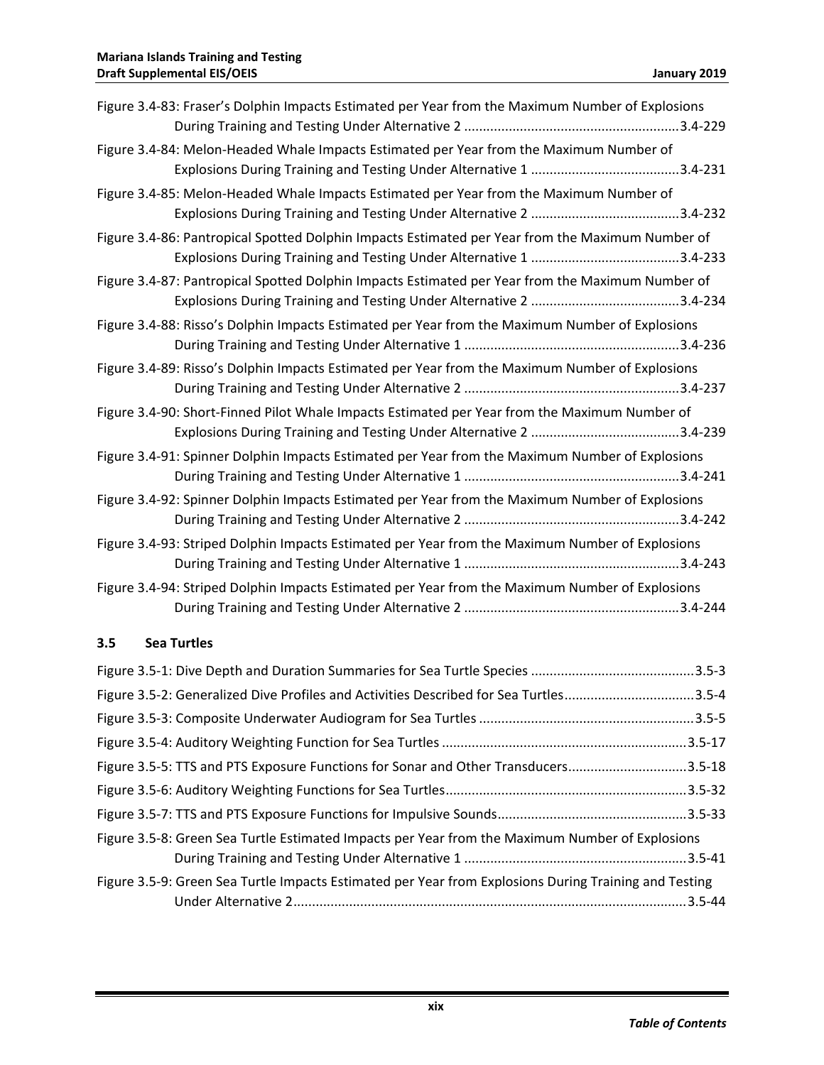Figure 3.4-83: Fraser's Dolphin Impacts Estimated per Year from the Maximum Number of Explosions During Training and Testing Under Alternative 2 .........................................................3.4-229

Figure 3.4-84: Melon-Headed Whale Impacts Estimated per Year from the Maximum Number of Explosions During Training and Testing Under Alternative 1 .......................................3.4-231

Figure 3.4-85: Melon-Headed Whale Impacts Estimated per Year from the Maximum Number of Explosions During Training and Testing Under Alternative 2 .......................................3.4-232

Figure 3.4-86: Pantropical Spotted Dolphin Impacts Estimated per Year from the Maximum Number of Explosions During Training and Testing Under Alternative 1 .......................................3.4-233

Figure 3.4-87: Pantropical Spotted Dolphin Impacts Estimated per Year from the Maximum Number of Explosions During Training and Testing Under Alternative 2 .......................................3.4-234

Figure 3.4-88: Risso's Dolphin Impacts Estimated per Year from the Maximum Number of Explosions During Training and Testing Under Alternative 1 .........................................................3.4-236

Figure 3.4-89: Risso's Dolphin Impacts Estimated per Year from the Maximum Number of Explosions During Training and Testing Under Alternative 2 .........................................................3.4-237

Figure 3.4-90: Short-Finned Pilot Whale Impacts Estimated per Year from the Maximum Number of Explosions During Training and Testing Under Alternative 2 .......................................3.4-239

Figure 3.4-91: Spinner Dolphin Impacts Estimated per Year from the Maximum Number of Explosions During Training and Testing Under Alternative 1 .........................................................3.4-241

Figure 3.4-92: Spinner Dolphin Impacts Estimated per Year from the Maximum Number of Explosions During Training and Testing Under Alternative 2 .........................................................3.4-242

Figure 3.4-93: Striped Dolphin Impacts Estimated per Year from the Maximum Number of Explosions During Training and Testing Under Alternative 1 .........................................................3.4-243

Figure 3.4-94: Striped Dolphin Impacts Estimated per Year from the Maximum Number of Explosions During Training and Testing Under Alternative 2 .........................................................3.4-244

## 3.5 Sea Turtles

Figure 3.5-1: Dive Depth and Duration Summaries for Sea Turtle Species ...........................................3.5-3

Figure 3.5-2: Generalized Dive Profiles and Activities Described for Sea Turtles..................................3.5-4

Figure 3.5-3: Composite Underwater Audiogram for Sea Turtles .........................................................3.5-5

Figure 3.5-4: Auditory Weighting Function for Sea Turtles .................................................................3.5-17

Figure 3.5-5: TTS and PTS Exposure Functions for Sonar and Other Transducers................................3.5-18

Figure 3.5-6: Auditory Weighting Functions for Sea Turtles.................................................................3.5-32

Figure 3.5-7: TTS and PTS Exposure Functions for Impulsive Sounds...................................................3.5-33

Figure 3.5-8: Green Sea Turtle Estimated Impacts per Year from the Maximum Number of Explosions During Training and Testing Under Alternative 1 ...........................................................3.5-41

Figure 3.5-9: Green Sea Turtle Impacts Estimated per Year from Explosions During Training and Testing Under Alternative 2.........................................................................................................3.5-44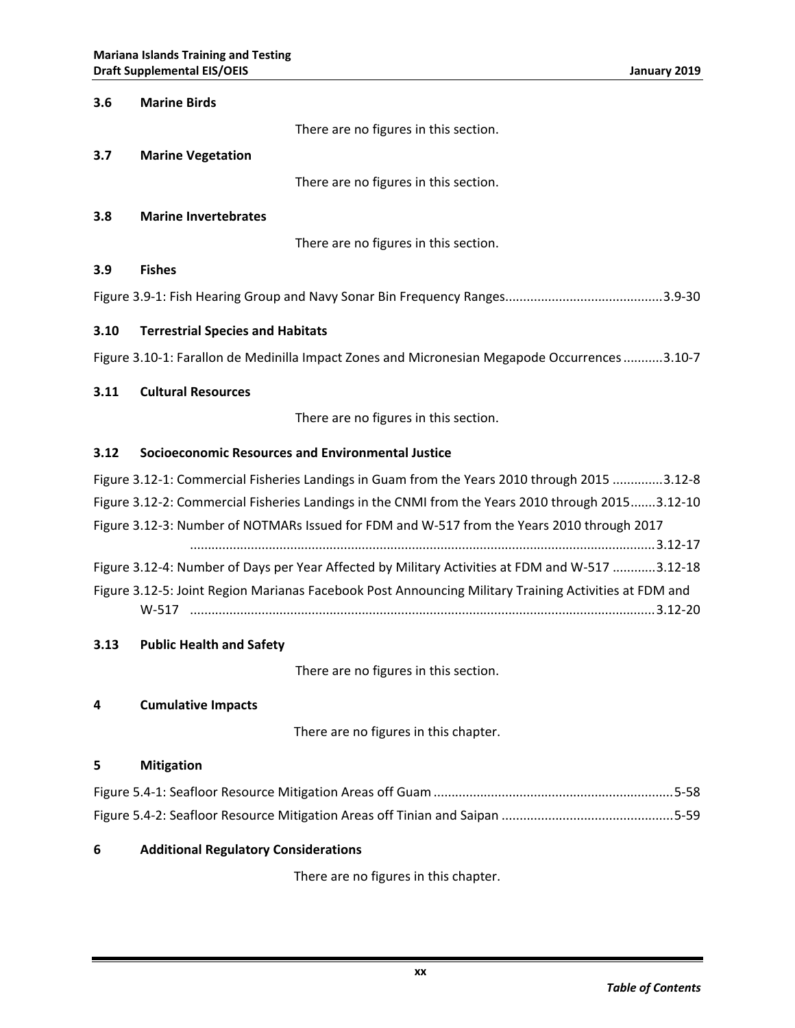**3.6 Marine Birds**

There are no figures in this section.

**3.7 Marine Vegetation**

There are no figures in this section.

**3.8 Marine Invertebrates**

There are no figures in this section.

**3.9 Fishes**

Figure 3.9-1: Fish Hearing Group and Navy Sonar Bin Frequency Ranges ............................................ 3.9-30

**3.10 Terrestrial Species and Habitats**

Figure 3.10-1: Farallon de Medinilla Impact Zones and Micronesian Megapode Occurrences ........... 3.10-7

**3.11 Cultural Resources**

There are no figures in this section.

**3.12 Socioeconomic Resources and Environmental Justice**

Figure 3.12-1: Commercial Fisheries Landings in Guam from the Years 2010 through 2015 .............. 3.12-8

Figure 3.12-2: Commercial Fisheries Landings in the CNMI from the Years 2010 through 2015....... 3.12-10

Figure 3.12-3: Number of NOTMARs Issued for FDM and W-517 from the Years 2010 through 2017 ................................................................................................................. 3.12-17

Figure 3.12-4: Number of Days per Year Affected by Military Activities at FDM and W-517 ............ 3.12-18

Figure 3.12-5: Joint Region Marianas Facebook Post Announcing Military Training Activities at FDM and W-517 ................................................................................................................. 3.12-20

**3.13 Public Health and Safety**

There are no figures in this section.

**4 Cumulative Impacts**

There are no figures in this chapter.

**5 Mitigation**

Figure 5.4-1: Seafloor Resource Mitigation Areas off Guam .................................................................. 5-58

Figure 5.4-2: Seafloor Resource Mitigation Areas off Tinian and Saipan ............................................... 5-59

**6 Additional Regulatory Considerations**

There are no figures in this chapter.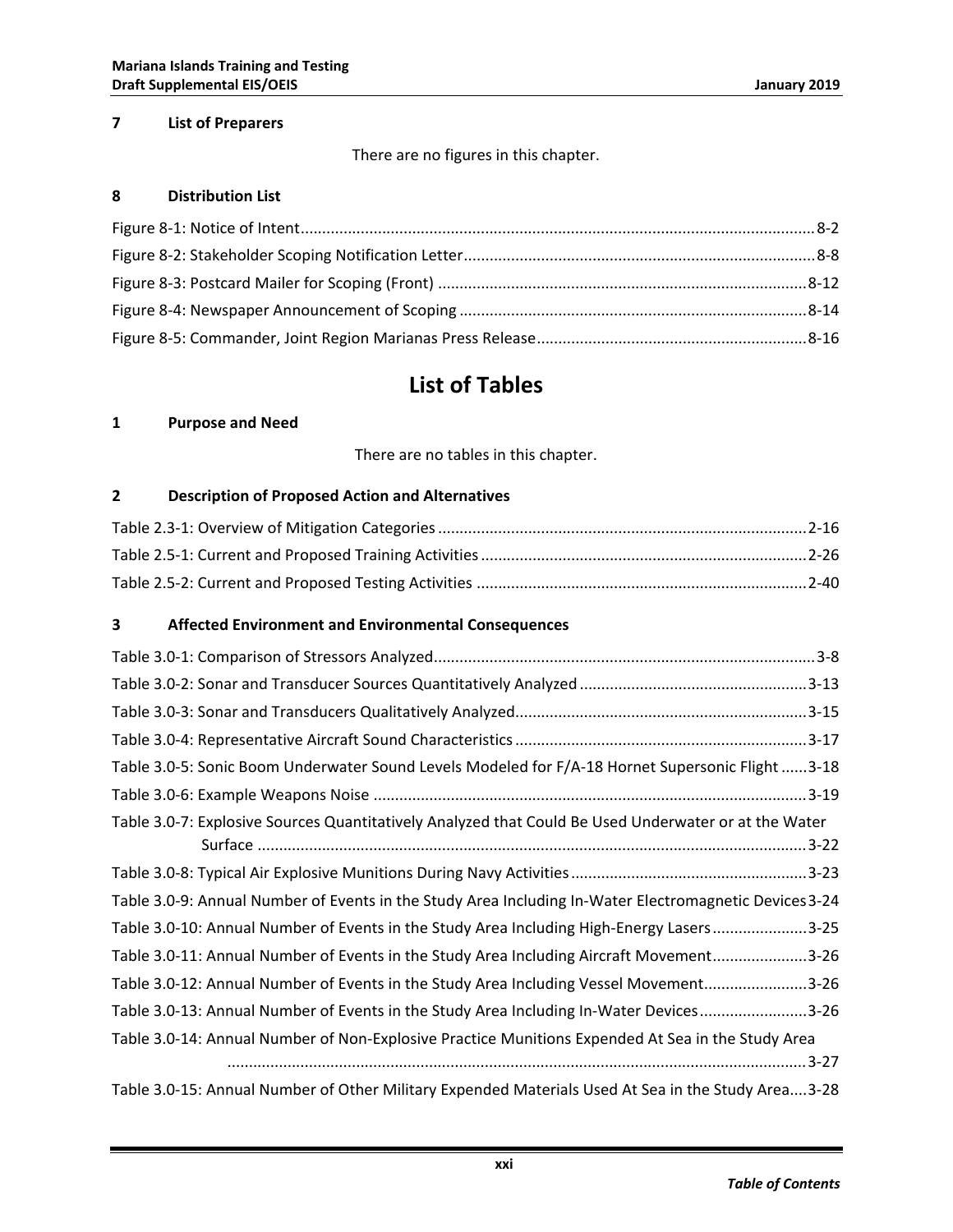### 7 List of Preparers

There are no figures in this chapter.

### 8 Distribution List

Figure 8-1: Notice of Intent....................8-2
Figure 8-2: Stakeholder Scoping Notification Letter....................8-8
Figure 8-3: Postcard Mailer for Scoping (Front)....................8-12
Figure 8-4: Newspaper Announcement of Scoping....................8-14
Figure 8-5: Commander, Joint Region Marianas Press Release....................8-16

## List of Tables

### 1 Purpose and Need

There are no tables in this chapter.

### 2 Description of Proposed Action and Alternatives

Table 2.3-1: Overview of Mitigation Categories....................2-16
Table 2.5-1: Current and Proposed Training Activities....................2-26
Table 2.5-2: Current and Proposed Testing Activities....................2-40

### 3 Affected Environment and Environmental Consequences

Table 3.0-1: Comparison of Stressors Analyzed....................3-8
Table 3.0-2: Sonar and Transducer Sources Quantitatively Analyzed....................3-13
Table 3.0-3: Sonar and Transducers Qualitatively Analyzed....................3-15
Table 3.0-4: Representative Aircraft Sound Characteristics....................3-17
Table 3.0-5: Sonic Boom Underwater Sound Levels Modeled for F/A-18 Hornet Supersonic Flight....................3-18
Table 3.0-6: Example Weapons Noise....................3-19
Table 3.0-7: Explosive Sources Quantitatively Analyzed that Could Be Used Underwater or at the Water Surface....................3-22
Table 3.0-8: Typical Air Explosive Munitions During Navy Activities....................3-23
Table 3.0-9: Annual Number of Events in the Study Area Including In-Water Electromagnetic Devices....................3-24
Table 3.0-10: Annual Number of Events in the Study Area Including High-Energy Lasers....................3-25
Table 3.0-11: Annual Number of Events in the Study Area Including Aircraft Movement....................3-26
Table 3.0-12: Annual Number of Events in the Study Area Including Vessel Movement....................3-26
Table 3.0-13: Annual Number of Events in the Study Area Including In-Water Devices....................3-26
Table 3.0-14: Annual Number of Non-Explosive Practice Munitions Expended At Sea in the Study Area....................3-27
Table 3.0-15: Annual Number of Other Military Expended Materials Used At Sea in the Study Area....................3-28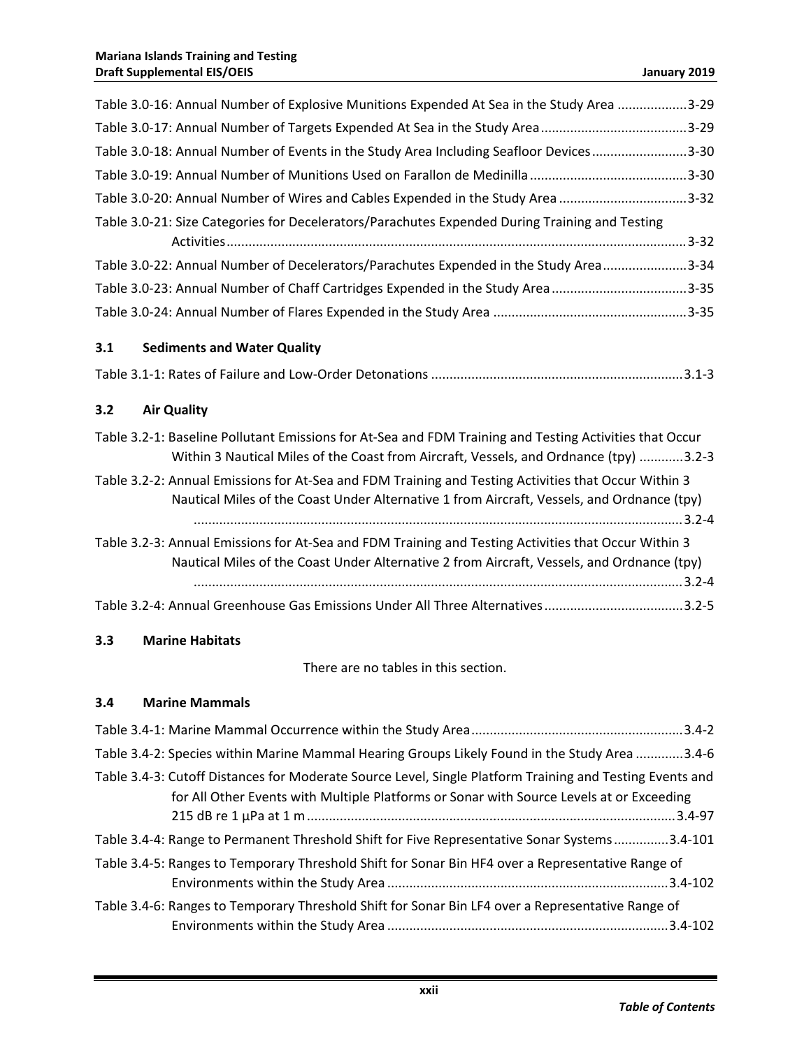Table 3.0-16: Annual Number of Explosive Munitions Expended At Sea in the Study Area ..................3-29

Table 3.0-17: Annual Number of Targets Expended At Sea in the Study Area.......................................3-29

Table 3.0-18: Annual Number of Events in the Study Area Including Seafloor Devices..........................3-30

Table 3.0-19: Annual Number of Munitions Used on Farallon de Medinilla ..........................................3-30

Table 3.0-20: Annual Number of Wires and Cables Expended in the Study Area ..................................3-32

Table 3.0-21: Size Categories for Decelerators/Parachutes Expended During Training and Testing Activities.............................................................................................................................3-32

Table 3.0-22: Annual Number of Decelerators/Parachutes Expended in the Study Area......................3-34

Table 3.0-23: Annual Number of Chaff Cartridges Expended in the Study Area....................................3-35

Table 3.0-24: Annual Number of Flares Expended in the Study Area ....................................................3-35

### 3.1 Sediments and Water Quality

Table 3.1-1: Rates of Failure and Low-Order Detonations ....................................................................3.1-3

### 3.2 Air Quality

Table 3.2-1: Baseline Pollutant Emissions for At-Sea and FDM Training and Testing Activities that Occur Within 3 Nautical Miles of the Coast from Aircraft, Vessels, and Ordnance (tpy) ............3.2-3

Table 3.2-2: Annual Emissions for At-Sea and FDM Training and Testing Activities that Occur Within 3 Nautical Miles of the Coast Under Alternative 1 from Aircraft, Vessels, and Ordnance (tpy) .....................................................................................................................................3.2-4

Table 3.2-3: Annual Emissions for At-Sea and FDM Training and Testing Activities that Occur Within 3 Nautical Miles of the Coast Under Alternative 2 from Aircraft, Vessels, and Ordnance (tpy) .....................................................................................................................................3.2-4

Table 3.2-4: Annual Greenhouse Gas Emissions Under All Three Alternatives......................................3.2-5

### 3.3 Marine Habitats

There are no tables in this section.

### 3.4 Marine Mammals

Table 3.4-1: Marine Mammal Occurrence within the Study Area..........................................................3.4-2

Table 3.4-2: Species within Marine Mammal Hearing Groups Likely Found in the Study Area .............3.4-6

Table 3.4-3: Cutoff Distances for Moderate Source Level, Single Platform Training and Testing Events and for All Other Events with Multiple Platforms or Sonar with Source Levels at or Exceeding 215 dB re 1 µPa at 1 m....................................................................................................3.4-97

Table 3.4-4: Range to Permanent Threshold Shift for Five Representative Sonar Systems...............3.4-101

Table 3.4-5: Ranges to Temporary Threshold Shift for Sonar Bin HF4 over a Representative Range of Environments within the Study Area ............................................................................3.4-102

Table 3.4-6: Ranges to Temporary Threshold Shift for Sonar Bin LF4 over a Representative Range of Environments within the Study Area ............................................................................3.4-102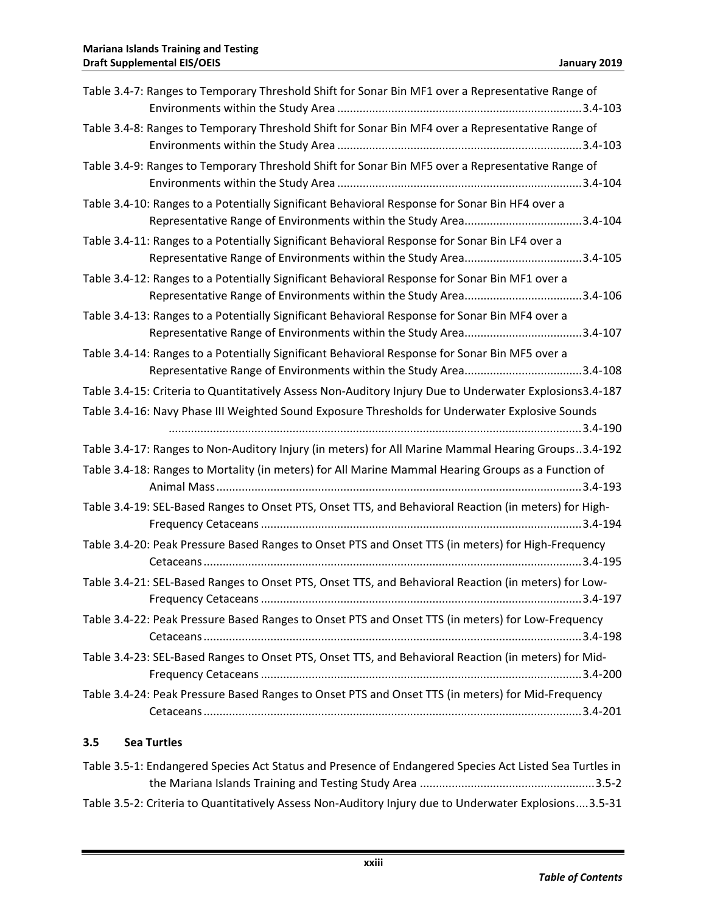Table 3.4-7: Ranges to Temporary Threshold Shift for Sonar Bin MF1 over a Representative Range of Environments within the Study Area ............................................................................3.4-103

Table 3.4-8: Ranges to Temporary Threshold Shift for Sonar Bin MF4 over a Representative Range of Environments within the Study Area ............................................................................3.4-103

Table 3.4-9: Ranges to Temporary Threshold Shift for Sonar Bin MF5 over a Representative Range of Environments within the Study Area ............................................................................3.4-104

Table 3.4-10: Ranges to a Potentially Significant Behavioral Response for Sonar Bin HF4 over a Representative Range of Environments within the Study Area.....................................3.4-104

Table 3.4-11: Ranges to a Potentially Significant Behavioral Response for Sonar Bin LF4 over a Representative Range of Environments within the Study Area.....................................3.4-105

Table 3.4-12: Ranges to a Potentially Significant Behavioral Response for Sonar Bin MF1 over a Representative Range of Environments within the Study Area.....................................3.4-106

Table 3.4-13: Ranges to a Potentially Significant Behavioral Response for Sonar Bin MF4 over a Representative Range of Environments within the Study Area.....................................3.4-107

Table 3.4-14: Ranges to a Potentially Significant Behavioral Response for Sonar Bin MF5 over a Representative Range of Environments within the Study Area.....................................3.4-108

Table 3.4-15: Criteria to Quantitatively Assess Non-Auditory Injury Due to Underwater Explosions3.4-187

Table 3.4-16: Navy Phase III Weighted Sound Exposure Thresholds for Underwater Explosive Sounds ................................................................................................................................3.4-190

Table 3.4-17: Ranges to Non-Auditory Injury (in meters) for All Marine Mammal Hearing Groups..3.4-192

Table 3.4-18: Ranges to Mortality (in meters) for All Marine Mammal Hearing Groups as a Function of Animal Mass.................................................................................................................3.4-193

Table 3.4-19: SEL-Based Ranges to Onset PTS, Onset TTS, and Behavioral Reaction (in meters) for High-Frequency Cetaceans ....................................................................................................3.4-194

Table 3.4-20: Peak Pressure Based Ranges to Onset PTS and Onset TTS (in meters) for High-Frequency Cetaceans......................................................................................................................3.4-195

Table 3.4-21: SEL-Based Ranges to Onset PTS, Onset TTS, and Behavioral Reaction (in meters) for Low-Frequency Cetaceans ....................................................................................................3.4-197

Table 3.4-22: Peak Pressure Based Ranges to Onset PTS and Onset TTS (in meters) for Low-Frequency Cetaceans......................................................................................................................3.4-198

Table 3.4-23: SEL-Based Ranges to Onset PTS, Onset TTS, and Behavioral Reaction (in meters) for Mid-Frequency Cetaceans ....................................................................................................3.4-200

Table 3.4-24: Peak Pressure Based Ranges to Onset PTS and Onset TTS (in meters) for Mid-Frequency Cetaceans......................................................................................................................3.4-201

### 3.5 Sea Turtles

Table 3.5-1: Endangered Species Act Status and Presence of Endangered Species Act Listed Sea Turtles in the Mariana Islands Training and Testing Study Area .......................................................3.5-2

Table 3.5-2: Criteria to Quantitatively Assess Non-Auditory Injury due to Underwater Explosions....3.5-31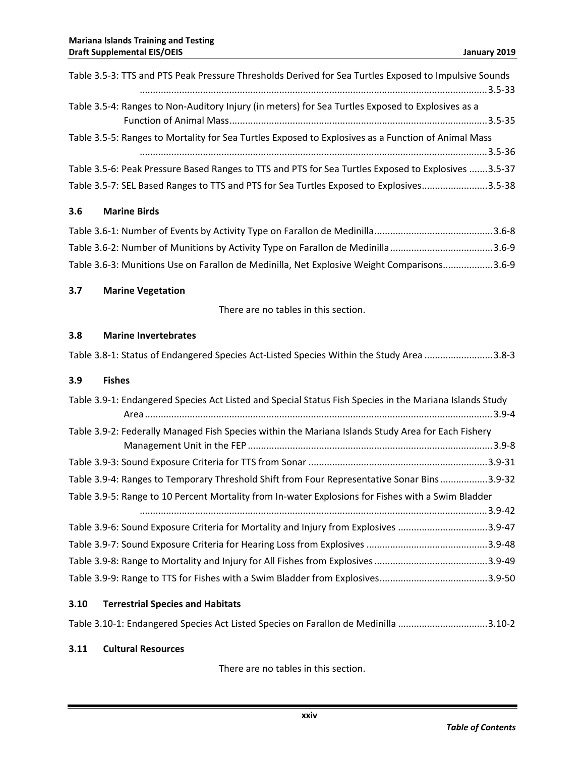Table 3.5-3: TTS and PTS Peak Pressure Thresholds Derived for Sea Turtles Exposed to Impulsive Sounds ....................................................................................................................................3.5-33

Table 3.5-4: Ranges to Non-Auditory Injury (in meters) for Sea Turtles Exposed to Explosives as a Function of Animal Mass...................................................................................................3.5-35

Table 3.5-5: Ranges to Mortality for Sea Turtles Exposed to Explosives as a Function of Animal Mass ....................................................................................................................................3.5-36

Table 3.5-6: Peak Pressure Based Ranges to TTS and PTS for Sea Turtles Exposed to Explosives .......3.5-37

Table 3.5-7: SEL Based Ranges to TTS and PTS for Sea Turtles Exposed to Explosives.........................3.5-38

### 3.6 Marine Birds

Table 3.6-1: Number of Events by Activity Type on Farallon de Medinilla.............................................3.6-8

Table 3.6-2: Number of Munitions by Activity Type on Farallon de Medinilla.......................................3.6-9

Table 3.6-3: Munitions Use on Farallon de Medinilla, Net Explosive Weight Comparisons..................3.6-9

### 3.7 Marine Vegetation

There are no tables in this section.

### 3.8 Marine Invertebrates

Table 3.8-1: Status of Endangered Species Act-Listed Species Within the Study Area ..........................3.8-3

### 3.9 Fishes

Table 3.9-1: Endangered Species Act Listed and Special Status Fish Species in the Mariana Islands Study Area ....................................................................................................................................3.9-4

Table 3.9-2: Federally Managed Fish Species within the Mariana Islands Study Area for Each Fishery Management Unit in the FEP .............................................................................................3.9-8

Table 3.9-3: Sound Exposure Criteria for TTS from Sonar ....................................................................3.9-31

Table 3.9-4: Ranges to Temporary Threshold Shift from Four Representative Sonar Bins ..................3.9-32

Table 3.9-5: Range to 10 Percent Mortality from In-water Explosions for Fishes with a Swim Bladder ....................................................................................................................................3.9-42

Table 3.9-6: Sound Exposure Criteria for Mortality and Injury from Explosives ..................................3.9-47

Table 3.9-7: Sound Exposure Criteria for Hearing Loss from Explosives ..............................................3.9-48

Table 3.9-8: Range to Mortality and Injury for All Fishes from Explosives ...........................................3.9-49

Table 3.9-9: Range to TTS for Fishes with a Swim Bladder from Explosives.........................................3.9-50

### 3.10 Terrestrial Species and Habitats

Table 3.10-1: Endangered Species Act Listed Species on Farallon de Medinilla ..................................3.10-2

### 3.11 Cultural Resources

There are no tables in this section.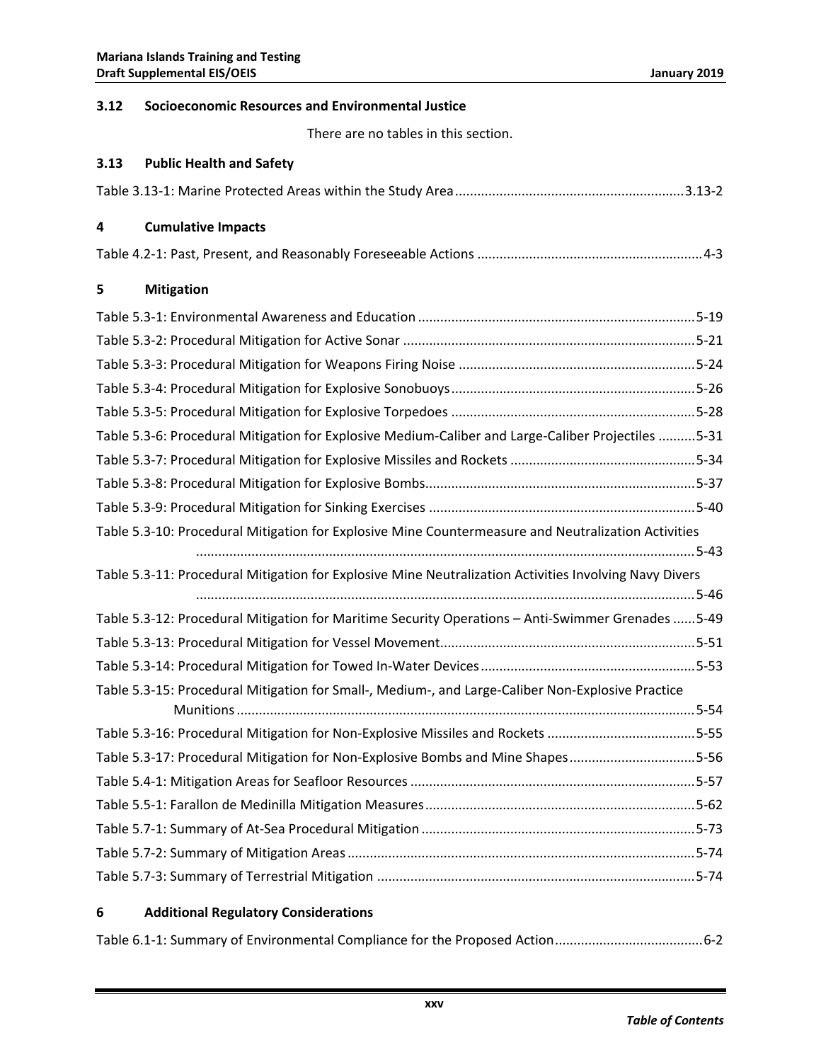### 3.12 Socioeconomic Resources and Environmental Justice

There are no tables in this section.

### 3.13 Public Health and Safety

Table 3.13-1: Marine Protected Areas within the Study Area ........ 3.13-2

### 4 Cumulative Impacts

Table 4.2-1: Past, Present, and Reasonably Foreseeable Actions ........ 4-3

### 5 Mitigation

Table 5.3-1: Environmental Awareness and Education ........ 5-19

Table 5.3-2: Procedural Mitigation for Active Sonar ........ 5-21

Table 5.3-3: Procedural Mitigation for Weapons Firing Noise ........ 5-24

Table 5.3-4: Procedural Mitigation for Explosive Sonobuoys ........ 5-26

Table 5.3-5: Procedural Mitigation for Explosive Torpedoes ........ 5-28

Table 5.3-6: Procedural Mitigation for Explosive Medium-Caliber and Large-Caliber Projectiles ........ 5-31

Table 5.3-7: Procedural Mitigation for Explosive Missiles and Rockets ........ 5-34

Table 5.3-8: Procedural Mitigation for Explosive Bombs ........ 5-37

Table 5.3-9: Procedural Mitigation for Sinking Exercises ........ 5-40

Table 5.3-10: Procedural Mitigation for Explosive Mine Countermeasure and Neutralization Activities ........ 5-43

Table 5.3-11: Procedural Mitigation for Explosive Mine Neutralization Activities Involving Navy Divers ........ 5-46

Table 5.3-12: Procedural Mitigation for Maritime Security Operations – Anti-Swimmer Grenades ........ 5-49

Table 5.3-13: Procedural Mitigation for Vessel Movement ........ 5-51

Table 5.3-14: Procedural Mitigation for Towed In-Water Devices ........ 5-53

Table 5.3-15: Procedural Mitigation for Small-, Medium-, and Large-Caliber Non-Explosive Practice Munitions ........ 5-54

Table 5.3-16: Procedural Mitigation for Non-Explosive Missiles and Rockets ........ 5-55

Table 5.3-17: Procedural Mitigation for Non-Explosive Bombs and Mine Shapes ........ 5-56

Table 5.4-1: Mitigation Areas for Seafloor Resources ........ 5-57

Table 5.5-1: Farallon de Medinilla Mitigation Measures ........ 5-62

Table 5.7-1: Summary of At-Sea Procedural Mitigation ........ 5-73

Table 5.7-2: Summary of Mitigation Areas ........ 5-74

Table 5.7-3: Summary of Terrestrial Mitigation ........ 5-74

### 6 Additional Regulatory Considerations

Table 6.1-1: Summary of Environmental Compliance for the Proposed Action ........ 6-2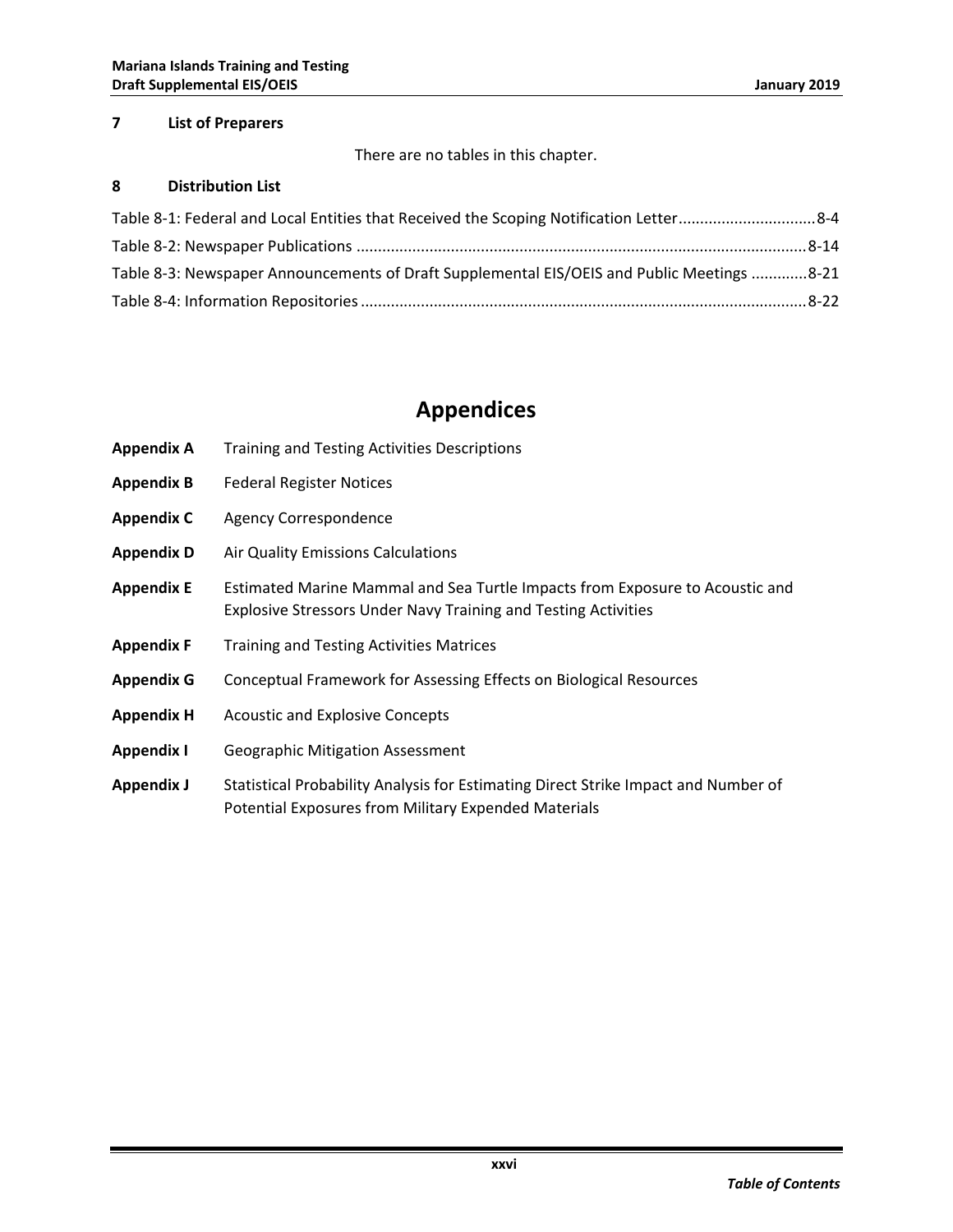**7 List of Preparers**

There are no tables in this chapter.

**8 Distribution List**

Table 8-1: Federal and Local Entities that Received the Scoping Notification Letter................................8-4

Table 8-2: Newspaper Publications .........................................................................................................8-14

Table 8-3: Newspaper Announcements of Draft Supplemental EIS/OEIS and Public Meetings ............8-21

Table 8-4: Information Repositories .........................................................................................................8-22

# Appendices

**Appendix A** Training and Testing Activities Descriptions

**Appendix B** Federal Register Notices

**Appendix C** Agency Correspondence

**Appendix D** Air Quality Emissions Calculations

**Appendix E** Estimated Marine Mammal and Sea Turtle Impacts from Exposure to Acoustic and Explosive Stressors Under Navy Training and Testing Activities

**Appendix F** Training and Testing Activities Matrices

**Appendix G** Conceptual Framework for Assessing Effects on Biological Resources

**Appendix H** Acoustic and Explosive Concepts

**Appendix I** Geographic Mitigation Assessment

**Appendix J** Statistical Probability Analysis for Estimating Direct Strike Impact and Number of Potential Exposures from Military Expended Materials